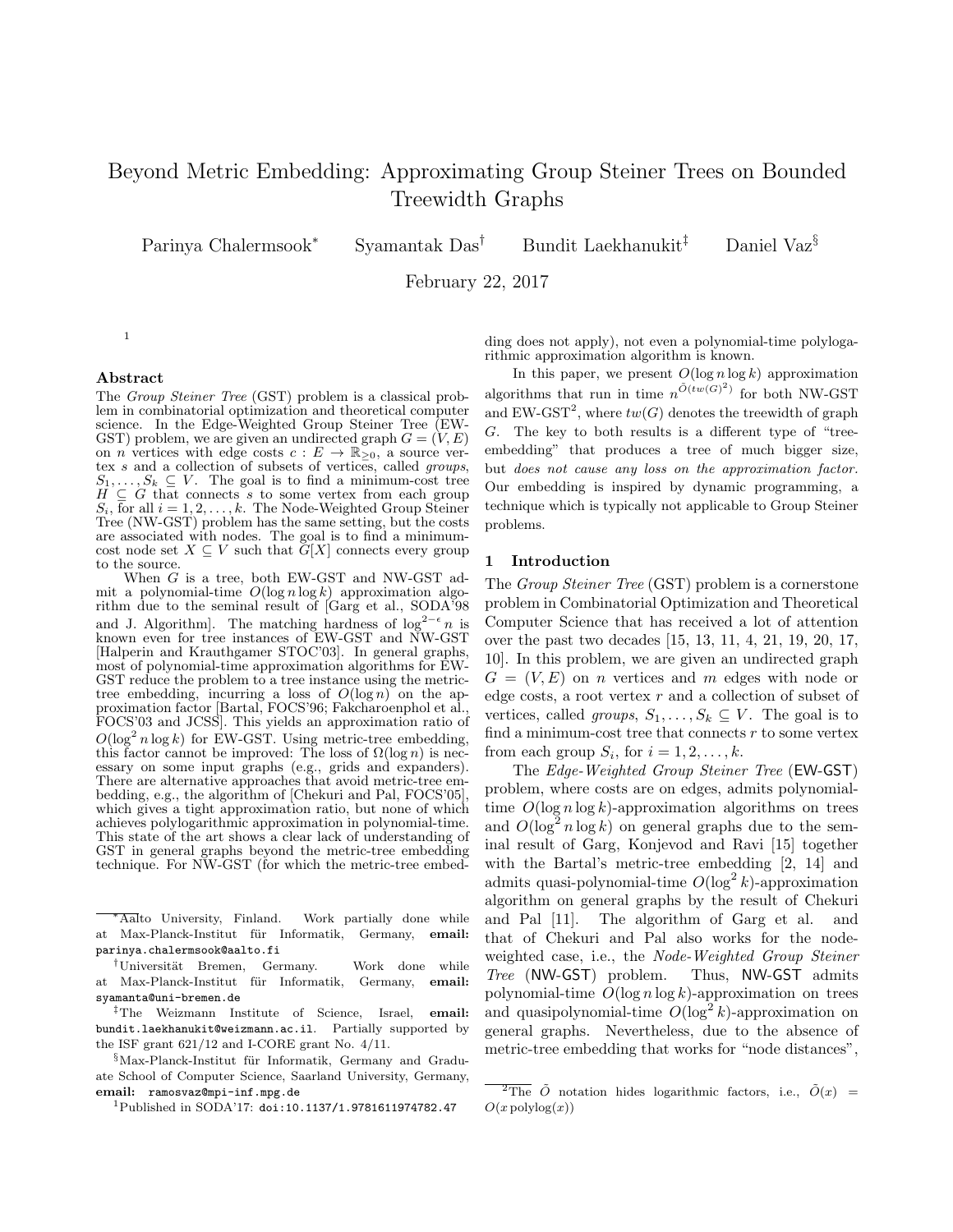# Beyond Metric Embedding: Approximating Group Steiner Trees on Bounded Treewidth Graphs

Parinya Chalermsook* Syamantak Das† Bundit Laekhanukit‡ Daniel Vaz§

February 22, 2017

[1]

## Abstract

The *Group Steiner Tree* (GST) problem is a classical problem in combinatorial optimization and theoretical computer science. In the Edge-Weighted Group Steiner Tree (EW-GST) problem, we are given an undirected graph $G = (V, E)$ on $n$ vertices with edge costs $c : E \to \mathbb{R}_{\geq 0}$, a source vertex $s$ and a collection of subsets of vertices, called *groups*, $S_1, \ldots, S_k \subseteq V$. The goal is to find a minimum-cost tree $H \subseteq G$ that connects $s$ to some vertex from each group $S_i$, for all $i = 1, 2, \ldots, k$. The Node-Weighted Group Steiner Tree (NW-GST) problem has the same setting, but the costs are associated with nodes. The goal is to find a minimum-cost node set $X \subseteq V$ such that $G[X]$ connects every group to the source.

When $G$ is a tree, both EW-GST and NW-GST admit a polynomial-time $O(\log n \log k)$ approximation algorithm due to the seminal result of [Garg et al., SODA'98 and J. Algorithm]. The matching hardness of $\log^{2-\epsilon} n$ is known even for tree instances of EW-GST and NW-GST [Halperin and Krauthgamer STOC'03]. In general graphs, most of polynomial-time approximation algorithms for EW-GST reduce the problem to a tree instance using the metric-tree embedding, incurring a loss of $O(\log n)$ on the approximation factor [Bartal, FOCS'96; Fakcharoenphol et al., FOCS'03 and JCSS]. This yields an approximation ratio of $O(\log^2 n \log k)$ for EW-GST. Using metric-tree embedding, this factor cannot be improved: The loss of $\Omega(\log n)$ is necessary on some input graphs (e.g., grids and expanders). There are alternative approaches that avoid metric-tree embedding, e.g., the algorithm of [Chekuri and Pal, FOCS'05], which gives a tight approximation ratio, but none of which achieves polylogarithmic approximation in polynomial-time. This state of the art shows a clear lack of understanding of GST in general graphs beyond the metric-tree embedding technique. For NW-GST (for which the metric-tree embedding does not apply), not even a polynomial-time polylogarithmic approximation algorithm is known.

In this paper, we present $O(\log n \log k)$ approximation algorithms that run in time $n^{\tilde{O}(tw(G)^2)}$ for both NW-GST and EW-GST[2], where $tw(G)$ denotes the treewidth of graph $G$. The key to both results is a different type of "tree-embedding" that produces a tree of much bigger size, but *does not cause any loss on the approximation factor.* Our embedding is inspired by dynamic programming, a technique which is typically not applicable to Group Steiner problems.

## 1 Introduction

The *Group Steiner Tree* (GST) problem is a cornerstone problem in Combinatorial Optimization and Theoretical Computer Science that has received a lot of attention over the past two decades [15, 13, 11, 4, 21, 19, 20, 17, 10]. In this problem, we are given an undirected graph $G = (V, E)$ on $n$ vertices and $m$ edges with node or edge costs, a root vertex $r$ and a collection of subset of vertices, called *groups*, $S_1, \ldots, S_k \subseteq V$. The goal is to find a minimum-cost tree that connects $r$ to some vertex from each group $S_i$, for $i = 1, 2, \ldots, k$.

The *Edge-Weighted Group Steiner Tree* (EW-GST) problem, where costs are on edges, admits polynomial-time $O(\log n \log k)$-approximation algorithms on trees and $O(\log^2 n \log k)$ on general graphs due to the seminal result of Garg, Konjevod and Ravi [15] together with the Bartal's metric-tree embedding [2, 14] and admits quasi-polynomial-time $O(\log^2 k)$-approximation algorithm on general graphs by the result of Chekuri and Pal [11]. The algorithm of Garg et al. and that of Chekuri and Pal also works for the node-weighted case, i.e., the *Node-Weighted Group Steiner Tree* (NW-GST) problem. Thus, NW-GST admits polynomial-time $O(\log n \log k)$-approximation on trees and quasipolynomial-time $O(\log^2 k)$-approximation on general graphs. Nevertheless, due to the absence of metric-tree embedding that works for "node distances",

---

*Aalto University, Finland. Work partially done while at Max-Planck-Institut für Informatik, Germany, **email:** parinya.chalermsook@aalto.fi

†Universität Bremen, Germany. Work done while at Max-Planck-Institut für Informatik, Germany, **email:** syamanta@uni-bremen.de

‡The Weizmann Institute of Science, Israel, **email:** bundit.laekhanukit@weizmann.ac.il. Partially supported by the ISF grant 621/12 and I-CORE grant No. 4/11.

§Max-Planck-Institut für Informatik, Germany and Graduate School of Computer Science, Saarland University, Germany, **email:** ramosvaz@mpi-inf.mpg.de

[1] Published in SODA'17: doi:10.1137/1.9781611974782.47

[2] The $\tilde{O}$ notation hides logarithmic factors, i.e., $\tilde{O}(x) = O(x \operatorname{polylog}(x))$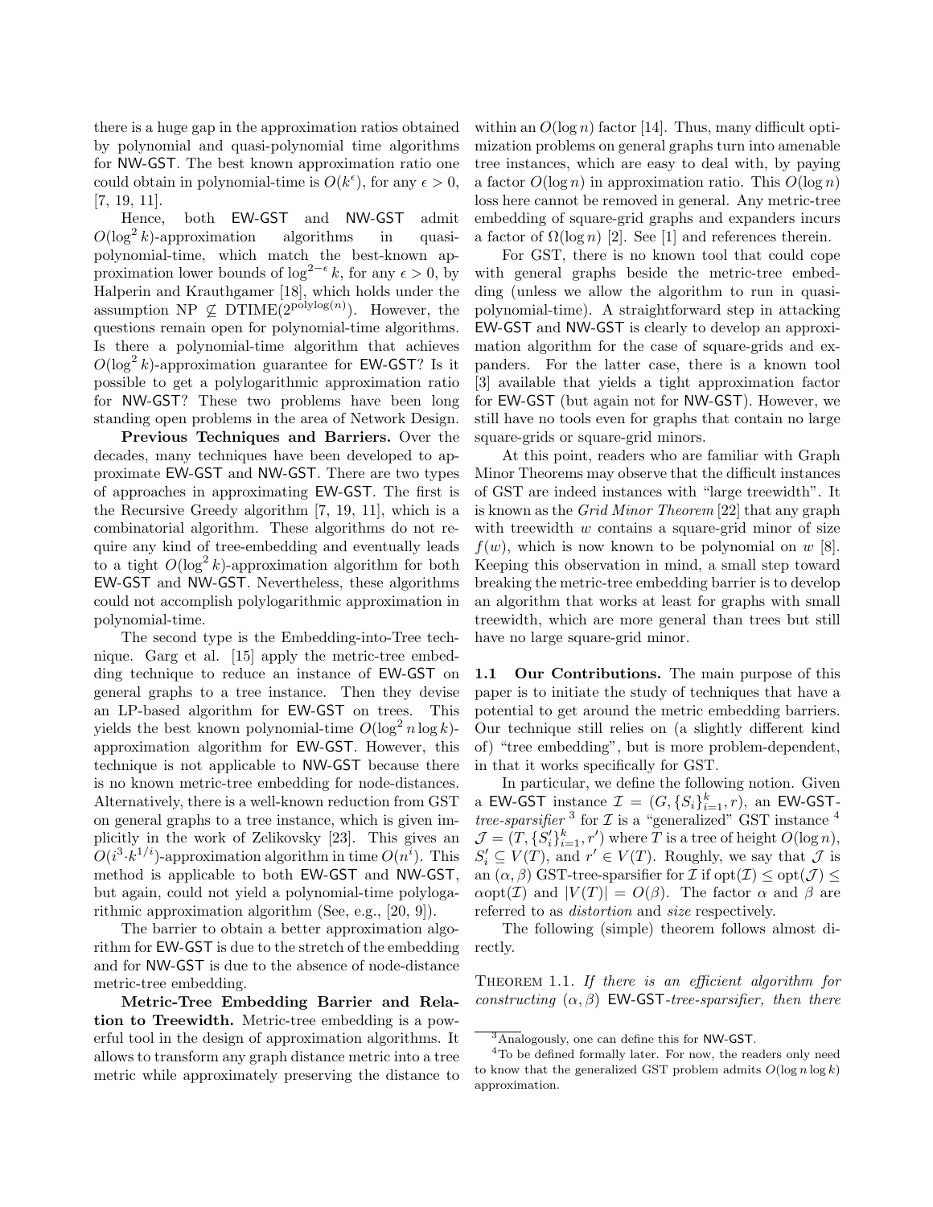there is a huge gap in the approximation ratios obtained by polynomial and quasi-polynomial time algorithms for NW-GST. The best known approximation ratio one could obtain in polynomial-time is $O(k^{\epsilon})$, for any $\epsilon > 0$, [7, 19, 11].

Hence, both EW-GST and NW-GST admit $O(\log^2 k)$-approximation algorithms in quasi-polynomial-time, which match the best-known approximation lower bounds of $\log^{2-\epsilon} k$, for any $\epsilon > 0$, by Halperin and Krauthgamer [18], which holds under the assumption NP $\not\subseteq$ DTIME$(2^{\text{polylog}(n)})$. However, the questions remain open for polynomial-time algorithms. Is there a polynomial-time algorithm that achieves $O(\log^2 k)$-approximation guarantee for EW-GST? Is it possible to get a polylogarithmic approximation ratio for NW-GST? These two problems have been long standing open problems in the area of Network Design.

**Previous Techniques and Barriers.** Over the decades, many techniques have been developed to approximate EW-GST and NW-GST. There are two types of approaches in approximating EW-GST. The first is the Recursive Greedy algorithm [7, 19, 11], which is a combinatorial algorithm. These algorithms do not require any kind of tree-embedding and eventually leads to a tight $O(\log^2 k)$-approximation algorithm for both EW-GST and NW-GST. Nevertheless, these algorithms could not accomplish polylogarithmic approximation in polynomial-time.

The second type is the Embedding-into-Tree technique. Garg et al. [15] apply the metric-tree embedding technique to reduce an instance of EW-GST on general graphs to a tree instance. Then they devise an LP-based algorithm for EW-GST on trees. This yields the best known polynomial-time $O(\log^2 n \log k)$-approximation algorithm for EW-GST. However, this technique is not applicable to NW-GST because there is no known metric-tree embedding for node-distances. Alternatively, there is a well-known reduction from GST on general graphs to a tree instance, which is given implicitly in the work of Zelikovsky [23]. This gives an $O(i^3 \cdot k^{1/i})$-approximation algorithm in time $O(n^i)$. This method is applicable to both EW-GST and NW-GST, but again, could not yield a polynomial-time polylogarithmic approximation algorithm (See, e.g., [20, 9]).

The barrier to obtain a better approximation algorithm for EW-GST is due to the stretch of the embedding and for NW-GST is due to the absence of node-distance metric-tree embedding.

**Metric-Tree Embedding Barrier and Relation to Treewidth.** Metric-tree embedding is a powerful tool in the design of approximation algorithms. It allows to transform any graph distance metric into a tree metric while approximately preserving the distance to within an $O(\log n)$ factor [14]. Thus, many difficult optimization problems on general graphs turn into amenable tree instances, which are easy to deal with, by paying a factor $O(\log n)$ in approximation ratio. This $O(\log n)$ loss here cannot be removed in general. Any metric-tree embedding of square-grid graphs and expanders incurs a factor of $\Omega(\log n)$ [2]. See [1] and references therein.

For GST, there is no known tool that could cope with general graphs beside the metric-tree embedding (unless we allow the algorithm to run in quasi-polynomial-time). A straightforward step in attacking EW-GST and NW-GST is clearly to develop an approximation algorithm for the case of square-grids and expanders. For the latter case, there is a known tool [3] available that yields a tight approximation factor for EW-GST (but again not for NW-GST). However, we still have no tools even for graphs that contain no large square-grids or square-grid minors.

At this point, readers who are familiar with Graph Minor Theorems may observe that the difficult instances of GST are indeed instances with "large treewidth". It is known as the *Grid Minor Theorem* [22] that any graph with treewidth $w$ contains a square-grid minor of size $f(w)$, which is now known to be polynomial on $w$ [8]. Keeping this observation in mind, a small step toward breaking the metric-tree embedding barrier is to develop an algorithm that works at least for graphs with small treewidth, which are more general than trees but still have no large square-grid minor.

## 1.1 Our Contributions.

The main purpose of this paper is to initiate the study of techniques that have a potential to get around the metric embedding barriers. Our technique still relies on (a slightly different kind of) "tree embedding", but is more problem-dependent, in that it works specifically for GST.

In particular, we define the following notion. Given a EW-GST instance $\mathcal{I} = (G, \{S_i\}_{i=1}^k, r)$, an EW-GST-*tree-sparsifier* [3] for $\mathcal{I}$ is a "generalized" GST instance [4] $\mathcal{J} = (T, \{S'_i\}_{i=1}^k, r')$ where $T$ is a tree of height $O(\log n)$, $S'_i \subseteq V(T)$, and $r' \in V(T)$. Roughly, we say that $\mathcal{J}$ is an $(\alpha, \beta)$ GST-tree-sparsifier for $\mathcal{I}$ if $\text{opt}(\mathcal{I}) \leq \text{opt}(\mathcal{J}) \leq \alpha\text{opt}(\mathcal{I})$ and $|V(T)| = O(\beta)$. The factor $\alpha$ and $\beta$ are referred to as *distortion* and *size* respectively.

The following (simple) theorem follows almost directly.

THEOREM 1.1. *If there is an efficient algorithm for constructing $(\alpha, \beta)$ EW-GST-tree-sparsifier, then there*

---

[3] Analogously, one can define this for NW-GST.

[4] To be defined formally later. For now, the readers only need to know that the generalized GST problem admits $O(\log n \log k)$ approximation.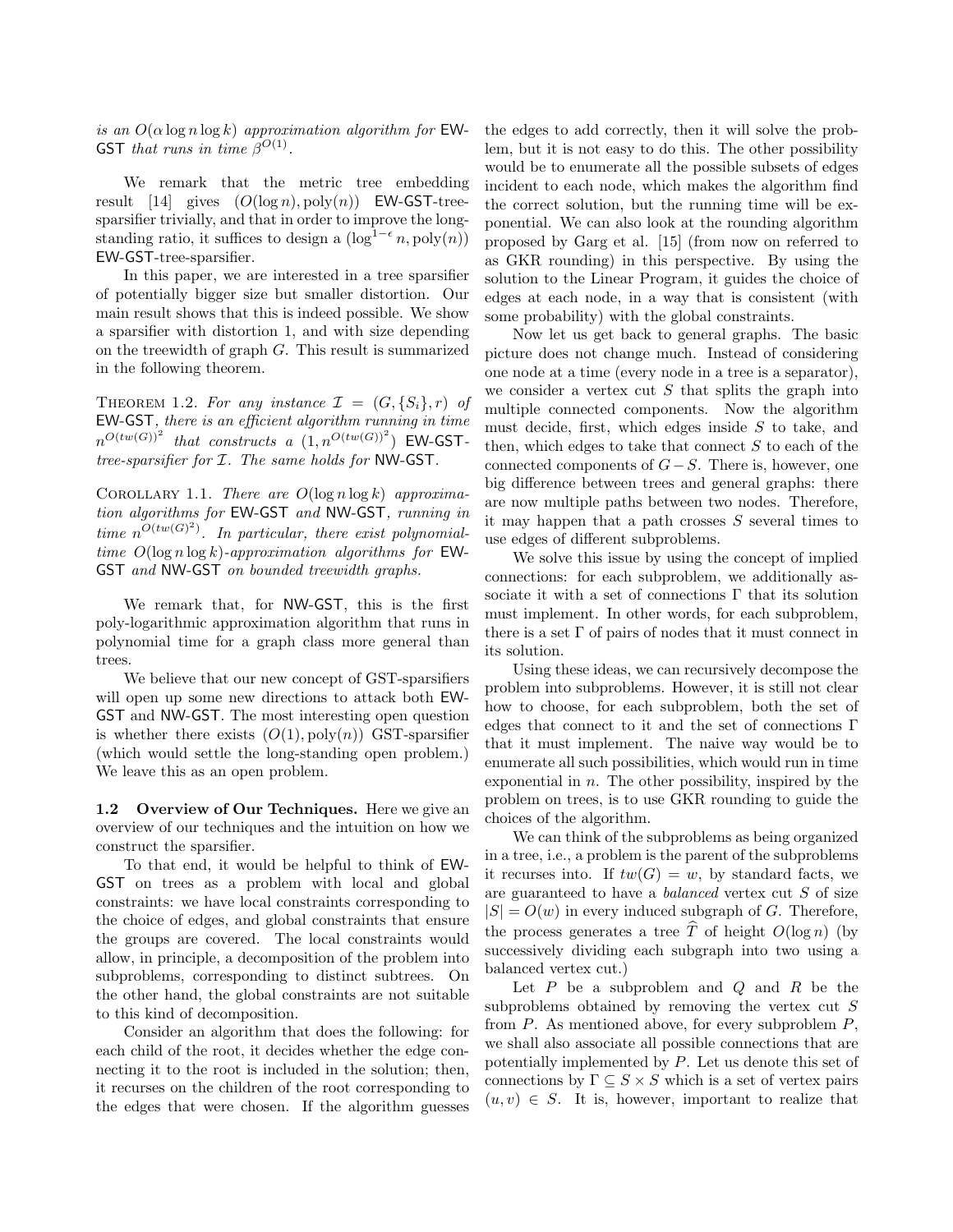*is an $O(\alpha \log n \log k)$ approximation algorithm for* EW-GST *that runs in time $\beta^{O(1)}$.*

We remark that the metric tree embedding result [14] gives $(O(\log n), \text{poly}(n))$ EW-GST-tree-sparsifier trivially, and that in order to improve the long-standing ratio, it suffices to design a $(\log^{1-\epsilon} n, \text{poly}(n))$ EW-GST-tree-sparsifier.

In this paper, we are interested in a tree sparsifier of potentially bigger size but smaller distortion. Our main result shows that this is indeed possible. We show a sparsifier with distortion 1, and with size depending on the treewidth of graph $G$. This result is summarized in the following theorem.

Theorem 1.2. *For any instance $\mathcal{I} = (G, \{S_i\}, r)$ of* EW-GST*, there is an efficient algorithm running in time $n^{O(tw(G))^2}$ that constructs a $(1, n^{O(tw(G))^2})$* EW-GST*-tree-sparsifier for $\mathcal{I}$. The same holds for* NW-GST.

Corollary 1.1. *There are $O(\log n \log k)$ approximation algorithms for* EW-GST *and* NW-GST*, running in time $n^{O(tw(G)^2)}$. In particular, there exist polynomial-time $O(\log n \log k)$-approximation algorithms for* EW-GST *and* NW-GST *on bounded treewidth graphs.*

We remark that, for NW-GST, this is the first poly-logarithmic approximation algorithm that runs in polynomial time for a graph class more general than trees.

We believe that our new concept of GST-sparsifiers will open up some new directions to attack both EW-GST and NW-GST. The most interesting open question is whether there exists $(O(1), \text{poly}(n))$ GST-sparsifier (which would settle the long-standing open problem.) We leave this as an open problem.

**1.2 Overview of Our Techniques.** Here we give an overview of our techniques and the intuition on how we construct the sparsifier.

To that end, it would be helpful to think of EW-GST on trees as a problem with local and global constraints: we have local constraints corresponding to the choice of edges, and global constraints that ensure the groups are covered. The local constraints would allow, in principle, a decomposition of the problem into subproblems, corresponding to distinct subtrees. On the other hand, the global constraints are not suitable to this kind of decomposition.

Consider an algorithm that does the following: for each child of the root, it decides whether the edge connecting it to the root is included in the solution; then, it recurses on the children of the root corresponding to the edges that were chosen. If the algorithm guesses the edges to add correctly, then it will solve the problem, but it is not easy to do this. The other possibility would be to enumerate all the possible subsets of edges incident to each node, which makes the algorithm find the correct solution, but the running time will be exponential. We can also look at the rounding algorithm proposed by Garg et al. [15] (from now on referred to as GKR rounding) in this perspective. By using the solution to the Linear Program, it guides the choice of edges at each node, in a way that is consistent (with some probability) with the global constraints.

Now let us get back to general graphs. The basic picture does not change much. Instead of considering one node at a time (every node in a tree is a separator), we consider a vertex cut $S$ that splits the graph into multiple connected components. Now the algorithm must decide, first, which edges inside $S$ to take, and then, which edges to take that connect $S$ to each of the connected components of $G - S$. There is, however, one big difference between trees and general graphs: there are now multiple paths between two nodes. Therefore, it may happen that a path crosses $S$ several times to use edges of different subproblems.

We solve this issue by using the concept of implied connections: for each subproblem, we additionally associate it with a set of connections $\Gamma$ that its solution must implement. In other words, for each subproblem, there is a set $\Gamma$ of pairs of nodes that it must connect in its solution.

Using these ideas, we can recursively decompose the problem into subproblems. However, it is still not clear how to choose, for each subproblem, both the set of edges that connect to it and the set of connections $\Gamma$ that it must implement. The naive way would be to enumerate all such possibilities, which would run in time exponential in $n$. The other possibility, inspired by the problem on trees, is to use GKR rounding to guide the choices of the algorithm.

We can think of the subproblems as being organized in a tree, i.e., a problem is the parent of the subproblems it recurses into. If $tw(G) = w$, by standard facts, we are guaranteed to have a *balanced* vertex cut $S$ of size $|S| = O(w)$ in every induced subgraph of $G$. Therefore, the process generates a tree $\widehat{T}$ of height $O(\log n)$ (by successively dividing each subgraph into two using a balanced vertex cut.)

Let $P$ be a subproblem and $Q$ and $R$ be the subproblems obtained by removing the vertex cut $S$ from $P$. As mentioned above, for every subproblem $P$, we shall also associate all possible connections that are potentially implemented by $P$. Let us denote this set of connections by $\Gamma \subseteq S \times S$ which is a set of vertex pairs $(u, v) \in S$. It is, however, important to realize that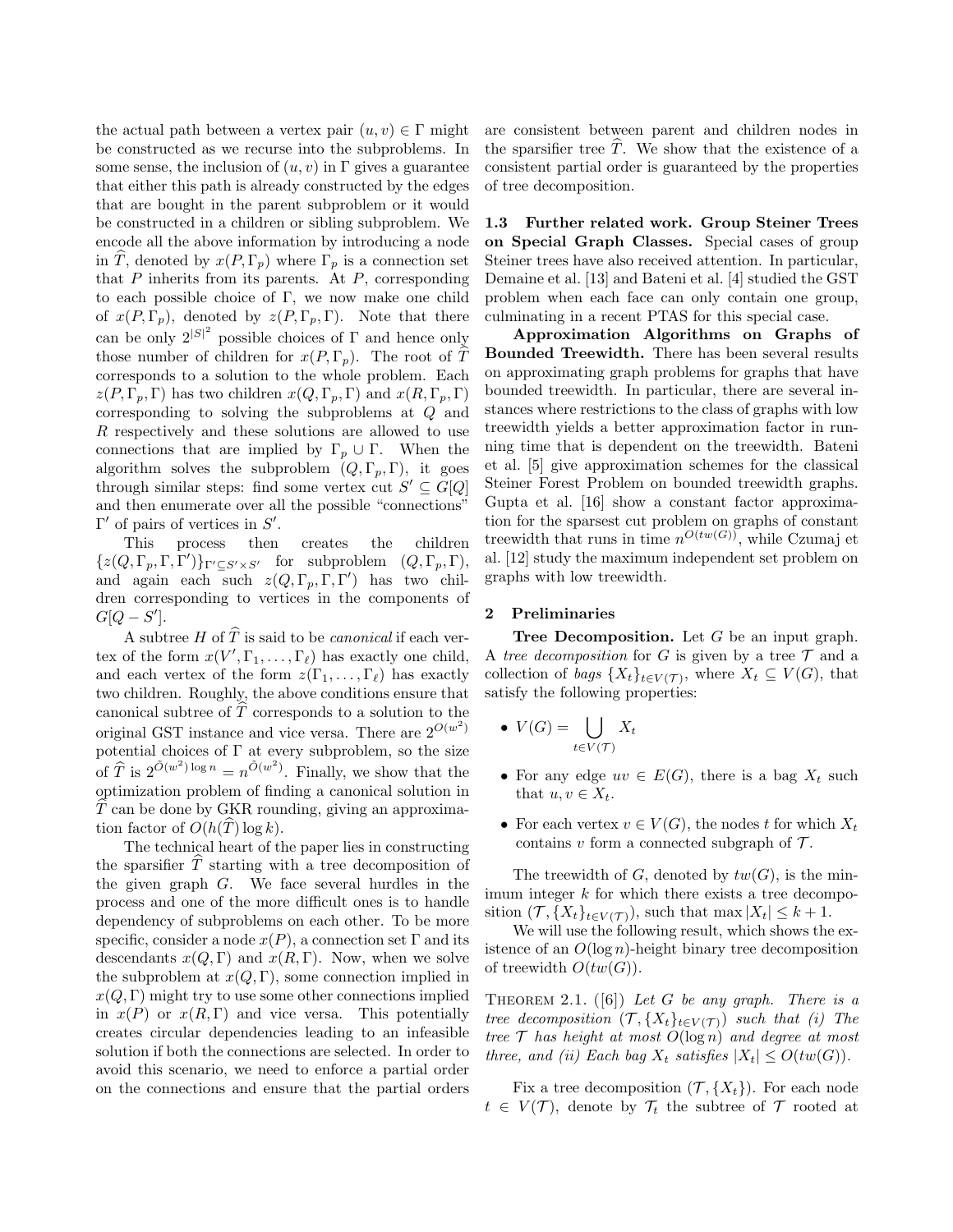the actual path between a vertex pair $(u, v) \in \Gamma$ might be constructed as we recurse into the subproblems. In some sense, the inclusion of $(u, v)$ in $\Gamma$ gives a guarantee that either this path is already constructed by the edges that are bought in the parent subproblem or it would be constructed in a children or sibling subproblem. We encode all the above information by introducing a node in $\widehat{T}$, denoted by $x(P, \Gamma_p)$ where $\Gamma_p$ is a connection set that $P$ inherits from its parents. At $P$, corresponding to each possible choice of $\Gamma$, we now make one child of $x(P, \Gamma_p)$, denoted by $z(P, \Gamma_p, \Gamma)$. Note that there can be only $2^{|S|^2}$ possible choices of $\Gamma$ and hence only those number of children for $x(P, \Gamma_p)$. The root of $\widehat{T}$ corresponds to a solution to the whole problem. Each $z(P, \Gamma_p, \Gamma)$ has two children $x(Q, \Gamma_p, \Gamma)$ and $x(R, \Gamma_p, \Gamma)$ corresponding to solving the subproblems at $Q$ and $R$ respectively and these solutions are allowed to use connections that are implied by $\Gamma_p \cup \Gamma$. When the algorithm solves the subproblem $(Q, \Gamma_p, \Gamma)$, it goes through similar steps: find some vertex cut $S' \subseteq G[Q]$ and then enumerate over all the possible "connections" $\Gamma'$ of pairs of vertices in $S'$.

This process then creates the children $\{z(Q, \Gamma_p, \Gamma, \Gamma')\}_{\Gamma' \subseteq S' \times S'}$ for subproblem $(Q, \Gamma_p, \Gamma)$, and again each such $z(Q, \Gamma_p, \Gamma, \Gamma')$ has two children corresponding to vertices in the components of $G[Q - S']$.

A subtree $H$ of $\widehat{T}$ is said to be *canonical* if each vertex of the form $x(V', \Gamma_1, \dots, \Gamma_\ell)$ has exactly one child, and each vertex of the form $z(\Gamma_1, \dots, \Gamma_\ell)$ has exactly two children. Roughly, the above conditions ensure that canonical subtree of $\widehat{T}$ corresponds to a solution to the original GST instance and vice versa. There are $2^{O(w^2)}$ potential choices of $\Gamma$ at every subproblem, so the size of $\widehat{T}$ is $2^{\tilde{O}(w^2)\log n} = n^{\tilde{O}(w^2)}$. Finally, we show that the optimization problem of finding a canonical solution in $\widehat{T}$ can be done by GKR rounding, giving an approximation factor of $O(h(\widehat{T}) \log k)$.

The technical heart of the paper lies in constructing the sparsifier $\widehat{T}$ starting with a tree decomposition of the given graph $G$. We face several hurdles in the process and one of the more difficult ones is to handle dependency of subproblems on each other. To be more specific, consider a node $x(P)$, a connection set $\Gamma$ and its descendants $x(Q, \Gamma)$ and $x(R, \Gamma)$. Now, when we solve the subproblem at $x(Q, \Gamma)$, some connection implied in $x(Q, \Gamma)$ might try to use some other connections implied in $x(P)$ or $x(R, \Gamma)$ and vice versa. This potentially creates circular dependencies leading to an infeasible solution if both the connections are selected. In order to avoid this scenario, we need to enforce a partial order on the connections and ensure that the partial orders are consistent between parent and children nodes in the sparsifier tree $\widehat{T}$. We show that the existence of a consistent partial order is guaranteed by the properties of tree decomposition.

**1.3 Further related work. Group Steiner Trees on Special Graph Classes.** Special cases of group Steiner trees have also received attention. In particular, Demaine et al. [13] and Bateni et al. [4] studied the GST problem when each face can only contain one group, culminating in a recent PTAS for this special case.

**Approximation Algorithms on Graphs of Bounded Treewidth.** There has been several results on approximating graph problems for graphs that have bounded treewidth. In particular, there are several instances where restrictions to the class of graphs with low treewidth yields a better approximation factor in running time that is dependent on the treewidth. Bateni et al. [5] give approximation schemes for the classical Steiner Forest Problem on bounded treewidth graphs. Gupta et al. [16] show a constant factor approximation for the sparsest cut problem on graphs of constant treewidth that runs in time $n^{O(tw(G))}$, while Czumaj et al. [12] study the maximum independent set problem on graphs with low treewidth.

## 2 Preliminaries

**Tree Decomposition.** Let $G$ be an input graph. A *tree decomposition* for $G$ is given by a tree $\mathcal{T}$ and a collection of *bags* $\{X_t\}_{t \in V(\mathcal{T})}$, where $X_t \subseteq V(G)$, that satisfy the following properties:

- $V(G) = \bigcup_{t \in V(\mathcal{T})} X_t$
- For any edge $uv \in E(G)$, there is a bag $X_t$ such that $u, v \in X_t$.
- For each vertex $v \in V(G)$, the nodes $t$ for which $X_t$ contains $v$ form a connected subgraph of $\mathcal{T}$.

The treewidth of $G$, denoted by $tw(G)$, is the minimum integer $k$ for which there exists a tree decomposition $(\mathcal{T}, \{X_t\}_{t \in V(\mathcal{T})})$, such that $\max |X_t| \le k + 1$.

We will use the following result, which shows the existence of an $O(\log n)$-height binary tree decomposition of treewidth $O(tw(G))$.

THEOREM 2.1. ([6]) *Let $G$ be any graph. There is a tree decomposition $(\mathcal{T}, \{X_t\}_{t \in V(\mathcal{T})})$ such that (i) The tree $\mathcal{T}$ has height at most $O(\log n)$ and degree at most three, and (ii) Each bag $X_t$ satisfies $|X_t| \le O(tw(G))$.*

Fix a tree decomposition $(\mathcal{T}, \{X_t\})$. For each node $t \in V(\mathcal{T})$, denote by $\mathcal{T}_t$ the subtree of $\mathcal{T}$ rooted at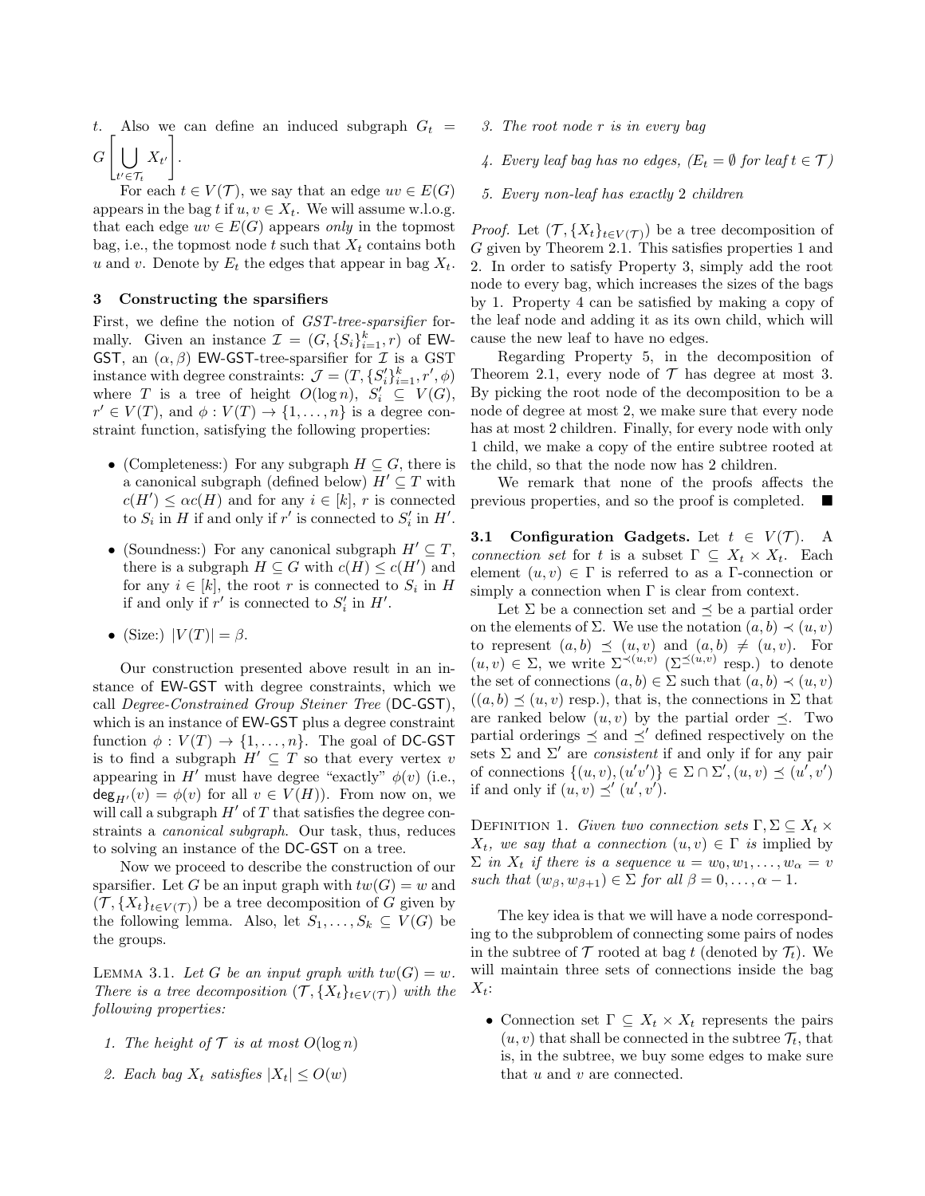$t$. Also we can define an induced subgraph $G_t = G\left[\bigcup_{t' \in \mathcal{T}_t} X_{t'}\right]$.

For each $t \in V(\mathcal{T})$, we say that an edge $uv \in E(G)$ appears in the bag $t$ if $u, v \in X_t$. We will assume w.l.o.g. that each edge $uv \in E(G)$ appears *only* in the topmost bag, i.e., the topmost node $t$ such that $X_t$ contains both $u$ and $v$. Denote by $E_t$ the edges that appear in bag $X_t$.

## 3 Constructing the sparsifiers

First, we define the notion of *GST-tree-sparsifier* formally. Given an instance $\mathcal{I} = (G, \{S_i\}_{i=1}^k, r)$ of EW-GST, an $(\alpha, \beta)$ EW-GST-tree-sparsifier for $\mathcal{I}$ is a GST instance with degree constraints: $\mathcal{J} = (T, \{S'_i\}_{i=1}^k, r', \phi)$ where $T$ is a tree of height $O(\log n)$, $S'_i \subseteq V(G)$, $r' \in V(T)$, and $\phi : V(T) \to \{1, \ldots, n\}$ is a degree constraint function, satisfying the following properties:

- (Completeness:) For any subgraph $H \subseteq G$, there is a canonical subgraph (defined below) $H' \subseteq T$ with $c(H') \leq \alpha c(H)$ and for any $i \in [k]$, $r$ is connected to $S_i$ in $H$ if and only if $r'$ is connected to $S'_i$ in $H'$.
- (Soundness:) For any canonical subgraph $H' \subseteq T$, there is a subgraph $H \subseteq G$ with $c(H) \leq c(H')$ and for any $i \in [k]$, the root $r$ is connected to $S_i$ in $H$ if and only if $r'$ is connected to $S'_i$ in $H'$.
- (Size:) $|V(T)| = \beta$.

Our construction presented above result in an instance of EW-GST with degree constraints, which we call *Degree-Constrained Group Steiner Tree* (DC-GST), which is an instance of EW-GST plus a degree constraint function $\phi : V(T) \to \{1, \ldots, n\}$. The goal of DC-GST is to find a subgraph $H' \subseteq T$ so that every vertex $v$ appearing in $H'$ must have degree "exactly" $\phi(v)$ (i.e., $\mathsf{deg}_{H'}(v) = \phi(v)$ for all $v \in V(H)$). From now on, we will call a subgraph $H'$ of $T$ that satisfies the degree constraints a *canonical subgraph*. Our task, thus, reduces to solving an instance of the DC-GST on a tree.

Now we proceed to describe the construction of our sparsifier. Let $G$ be an input graph with $tw(G) = w$ and $(\mathcal{T}, \{X_t\}_{t \in V(\mathcal{T})})$ be a tree decomposition of $G$ given by the following lemma. Also, let $S_1, \ldots, S_k \subseteq V(G)$ be the groups.

LEMMA 3.1. *Let $G$ be an input graph with $tw(G) = w$. There is a tree decomposition $(\mathcal{T}, \{X_t\}_{t \in V(\mathcal{T})})$ with the following properties:*

1. *The height of $\mathcal{T}$ is at most $O(\log n)$*
2. *Each bag $X_t$ satisfies $|X_t| \leq O(w)$*
3. *The root node $r$ is in every bag*
4. *Every leaf bag has no edges, ($E_t = \emptyset$ for leaf $t \in \mathcal{T}$)*
5. *Every non-leaf has exactly 2 children*

*Proof.* Let $(\mathcal{T}, \{X_t\}_{t \in V(\mathcal{T})})$ be a tree decomposition of $G$ given by Theorem 2.1. This satisfies properties 1 and 2. In order to satisfy Property 3, simply add the root node to every bag, which increases the sizes of the bags by 1. Property 4 can be satisfied by making a copy of the leaf node and adding it as its own child, which will cause the new leaf to have no edges.

Regarding Property 5, in the decomposition of Theorem 2.1, every node of $\mathcal{T}$ has degree at most 3. By picking the root node of the decomposition to be a node of degree at most 2, we make sure that every node has at most 2 children. Finally, for every node with only 1 child, we make a copy of the entire subtree rooted at the child, so that the node now has 2 children.

We remark that none of the proofs affects the previous properties, and so the proof is completed. ∎

### 3.1 Configuration Gadgets.

Let $t \in V(\mathcal{T})$. A *connection set* for $t$ is a subset $\Gamma \subseteq X_t \times X_t$. Each element $(u, v) \in \Gamma$ is referred to as a $\Gamma$-connection or simply a connection when $\Gamma$ is clear from context.

Let $\Sigma$ be a connection set and $\preceq$ be a partial order on the elements of $\Sigma$. We use the notation $(a, b) \prec (u, v)$ to represent $(a, b) \preceq (u, v)$ and $(a, b) \neq (u, v)$. For $(u, v) \in \Sigma$, we write $\Sigma^{\prec(u,v)}$ ($\Sigma^{\preceq(u,v)}$ resp.) to denote the set of connections $(a, b) \in \Sigma$ such that $(a, b) \prec (u, v)$ ($(a, b) \preceq (u, v)$ resp.), that is, the connections in $\Sigma$ that are ranked below $(u, v)$ by the partial order $\preceq$. Two partial orderings $\preceq$ and $\preceq'$ defined respectively on the sets $\Sigma$ and $\Sigma'$ are *consistent* if and only if for any pair of connections $\{(u, v), (u'v')\} \in \Sigma \cap \Sigma', (u, v) \preceq (u', v')$ if and only if $(u, v) \preceq' (u', v')$.

DEFINITION 1. *Given two connection sets $\Gamma, \Sigma \subseteq X_t \times X_t$, we say that a connection $(u, v) \in \Gamma$ is* implied by $\Sigma$ *in $X_t$ if there is a sequence $u = w_0, w_1, \ldots, w_\alpha = v$ such that $(w_\beta, w_{\beta+1}) \in \Sigma$ for all $\beta = 0, \ldots, \alpha - 1$.*

The key idea is that we will have a node corresponding to the subproblem of connecting some pairs of nodes in the subtree of $\mathcal{T}$ rooted at bag $t$ (denoted by $\mathcal{T}_t$). We will maintain three sets of connections inside the bag $X_t$:

- Connection set $\Gamma \subseteq X_t \times X_t$ represents the pairs $(u, v)$ that shall be connected in the subtree $\mathcal{T}_t$, that is, in the subtree, we buy some edges to make sure that $u$ and $v$ are connected.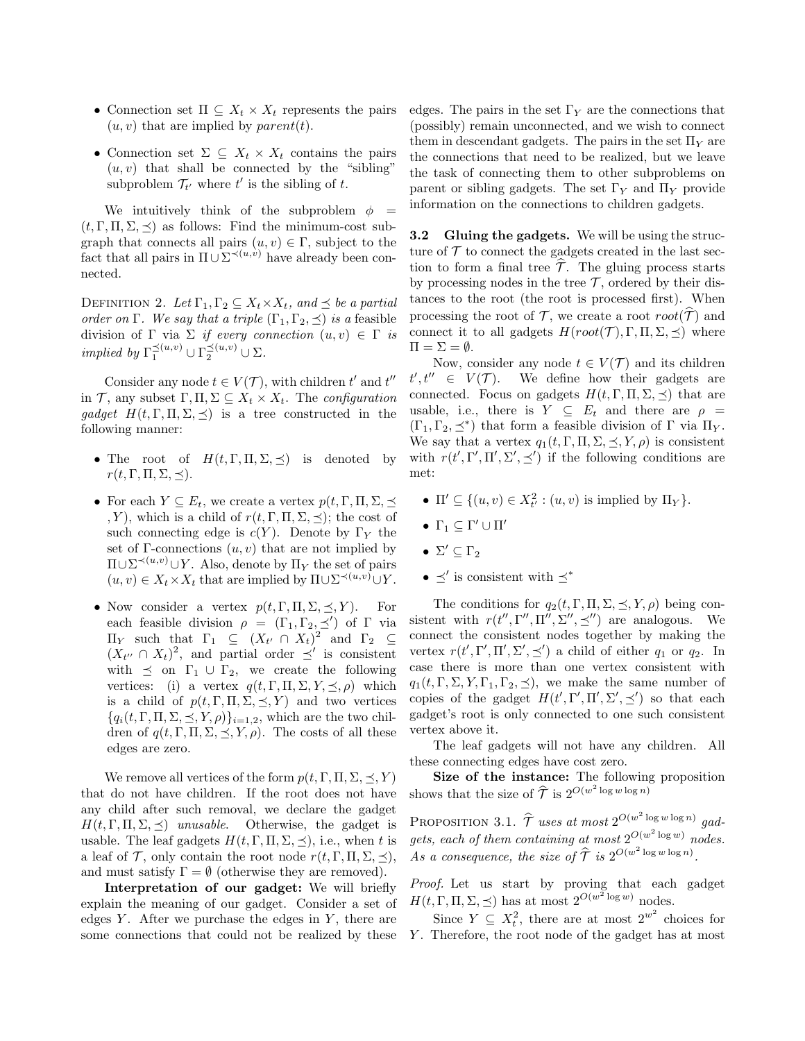- Connection set $\Pi \subseteq X_t \times X_t$ represents the pairs $(u, v)$ that are implied by $parent(t)$.
- Connection set $\Sigma \subseteq X_t \times X_t$ contains the pairs $(u, v)$ that shall be connected by the "sibling" subproblem $\mathcal{T}_{t'}$ where $t'$ is the sibling of $t$.

We intuitively think of the subproblem $\phi = (t, \Gamma, \Pi, \Sigma, \preceq)$ as follows: Find the minimum-cost subgraph that connects all pairs $(u, v) \in \Gamma$, subject to the fact that all pairs in $\Pi \cup \Sigma^{\prec(u,v)}$ have already been connected.

Definition 2. *Let $\Gamma_1, \Gamma_2 \subseteq X_t \times X_t$, and $\preceq$ be a partial order on $\Gamma$. We say that a triple $(\Gamma_1, \Gamma_2, \preceq)$ is a* feasible *division of $\Gamma$ via $\Sigma$ if every connection $(u, v) \in \Gamma$ is implied by $\Gamma_1^{\preceq(u,v)} \cup \Gamma_2^{\preceq(u,v)} \cup \Sigma$.*

Consider any node $t \in V(\mathcal{T})$, with children $t'$ and $t''$ in $\mathcal{T}$, any subset $\Gamma, \Pi, \Sigma \subseteq X_t \times X_t$. The *configuration gadget* $H(t, \Gamma, \Pi, \Sigma, \preceq)$ is a tree constructed in the following manner:

- The root of $H(t, \Gamma, \Pi, \Sigma, \preceq)$ is denoted by $r(t, \Gamma, \Pi, \Sigma, \preceq)$.
- For each $Y \subseteq E_t$, we create a vertex $p(t, \Gamma, \Pi, \Sigma, \preceq, Y)$, which is a child of $r(t, \Gamma, \Pi, \Sigma, \preceq)$; the cost of such connecting edge is $c(Y)$. Denote by $\Gamma_Y$ the set of $\Gamma$-connections $(u, v)$ that are not implied by $\Pi \cup \Sigma^{\prec(u,v)} \cup Y$. Also, denote by $\Pi_Y$ the set of pairs $(u, v) \in X_t \times X_t$ that are implied by $\Pi \cup \Sigma^{\prec(u,v)} \cup Y$.
- Now consider a vertex $p(t, \Gamma, \Pi, \Sigma, \preceq, Y)$. For each feasible division $\rho = (\Gamma_1, \Gamma_2, \preceq')$ of $\Gamma$ via $\Pi_Y$ such that $\Gamma_1 \subseteq (X_{t'} \cap X_t)^2$ and $\Gamma_2 \subseteq (X_{t''} \cap X_t)^2$, and partial order $\preceq'$ is consistent with $\preceq$ on $\Gamma_1 \cup \Gamma_2$, we create the following vertices: (i) a vertex $q(t, \Gamma, \Pi, \Sigma, Y, \preceq, \rho)$ which is a child of $p(t, \Gamma, \Pi, \Sigma, \preceq, Y)$ and two vertices $\{q_i(t, \Gamma, \Pi, \Sigma, \preceq, Y, \rho)\}_{i=1,2}$, which are the two children of $q(t, \Gamma, \Pi, \Sigma, \preceq, Y, \rho)$. The costs of all these edges are zero.

We remove all vertices of the form $p(t, \Gamma, \Pi, \Sigma, \preceq, Y)$ that do not have children. If the root does not have any child after such removal, we declare the gadget $H(t, \Gamma, \Pi, \Sigma, \preceq)$ *unusable*. Otherwise, the gadget is usable. The leaf gadgets $H(t, \Gamma, \Pi, \Sigma, \preceq)$, i.e., when $t$ is a leaf of $\mathcal{T}$, only contain the root node $r(t, \Gamma, \Pi, \Sigma, \preceq)$, and must satisfy $\Gamma = \emptyset$ (otherwise they are removed).

**Interpretation of our gadget:** We will briefly explain the meaning of our gadget. Consider a set of edges $Y$. After we purchase the edges in $Y$, there are some connections that could not be realized by these edges. The pairs in the set $\Gamma_Y$ are the connections that (possibly) remain unconnected, and we wish to connect them in descendant gadgets. The pairs in the set $\Pi_Y$ are the connections that need to be realized, but we leave the task of connecting them to other subproblems on parent or sibling gadgets. The set $\Gamma_Y$ and $\Pi_Y$ provide information on the connections to children gadgets.

### 3.2 Gluing the gadgets.

We will be using the structure of $\mathcal{T}$ to connect the gadgets created in the last section to form a final tree $\widehat{\mathcal{T}}$. The gluing process starts by processing nodes in the tree $\mathcal{T}$, ordered by their distances to the root (the root is processed first). When processing the root of $\mathcal{T}$, we create a root $root(\widehat{\mathcal{T}})$ and connect it to all gadgets $H(root(\mathcal{T}), \Gamma, \Pi, \Sigma, \preceq)$ where $\Pi = \Sigma = \emptyset$.

Now, consider any node $t \in V(\mathcal{T})$ and its children $t', t'' \in V(\mathcal{T})$. We define how their gadgets are connected. Focus on gadgets $H(t, \Gamma, \Pi, \Sigma, \preceq)$ that are usable, i.e., there is $Y \subseteq E_t$ and there are $\rho = (\Gamma_1, \Gamma_2, \preceq^*)$ that form a feasible division of $\Gamma$ via $\Pi_Y$. We say that a vertex $q_1(t, \Gamma, \Pi, \Sigma, \preceq, Y, \rho)$ is consistent with $r(t', \Gamma', \Pi', \Sigma', \preceq')$ if the following conditions are met:

- $\Pi' \subseteq \{(u, v) \in X_{t'}^2 : (u, v) \text{ is implied by } \Pi_Y\}$.
- $\Gamma_1 \subseteq \Gamma' \cup \Pi'$
- $\Sigma' \subseteq \Gamma_2$
- $\preceq'$ is consistent with $\preceq^*$

The conditions for $q_2(t, \Gamma, \Pi, \Sigma, \preceq, Y, \rho)$ being consistent with $r(t'', \Gamma'', \Pi'', \Sigma'', \preceq'')$ are analogous. We connect the consistent nodes together by making the vertex $r(t', \Gamma', \Pi', \Sigma', \preceq')$ a child of either $q_1$ or $q_2$. In case there is more than one vertex consistent with $q_1(t, \Gamma, \Sigma, Y, \Gamma_1, \Gamma_2, \preceq)$, we make the same number of copies of the gadget $H(t', \Gamma', \Pi', \Sigma', \preceq')$ so that each gadget's root is only connected to one such consistent vertex above it.

The leaf gadgets will not have any children. All these connecting edges have cost zero.

**Size of the instance:** The following proposition shows that the size of $\widehat{\mathcal{T}}$ is $2^{O(w^2 \log w \log n)}$

Proposition 3.1. *$\widehat{\mathcal{T}}$ uses at most $2^{O(w^2 \log w \log n)}$ gadgets, each of them containing at most $2^{O(w^2 \log w)}$ nodes. As a consequence, the size of $\widehat{\mathcal{T}}$ is $2^{O(w^2 \log w \log n)}$.*

*Proof.* Let us start by proving that each gadget $H(t, \Gamma, \Pi, \Sigma, \preceq)$ has at most $2^{O(w^2 \log w)}$ nodes.

Since $Y \subseteq X_t^2$, there are at most $2^{w^2}$ choices for $Y$. Therefore, the root node of the gadget has at most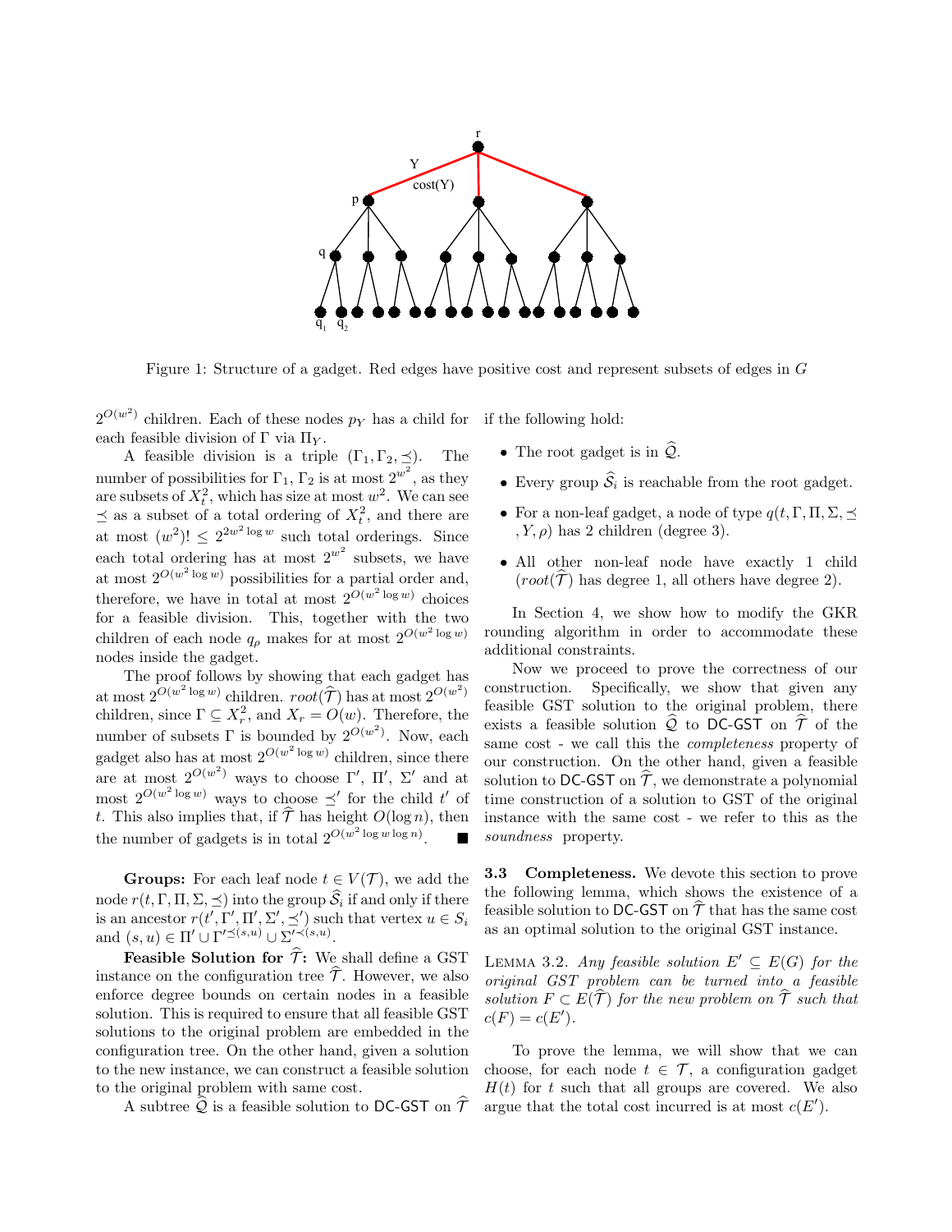Figure 1: Structure of a gadget. Red edges have positive cost and represent subsets of edges in $G$

$2^{O(w^2)}$ children. Each of these nodes $p_Y$ has a child for each feasible division of $\Gamma$ via $\Pi_Y$.

A feasible division is a triple $(\Gamma_1, \Gamma_2, \preceq)$. The number of possibilities for $\Gamma_1, \Gamma_2$ is at most $2^{w^2}$, as they are subsets of $X_t^2$, which has size at most $w^2$. We can see $\preceq$ as a subset of a total ordering of $X_t^2$, and there are at most $(w^2)! \leq 2^{2w^2 \log w}$ such total orderings. Since each total ordering has at most $2^{w^2}$ subsets, we have at most $2^{O(w^2 \log w)}$ possibilities for a partial order and, therefore, we have in total at most $2^{O(w^2 \log w)}$ choices for a feasible division. This, together with the two children of each node $q_\rho$ makes for at most $2^{O(w^2 \log w)}$ nodes inside the gadget.

The proof follows by showing that each gadget has at most $2^{O(w^2 \log w)}$ children. $root(\widehat{\mathcal{T}})$ has at most $2^{O(w^2)}$ children, since $\Gamma \subseteq X_r^2$, and $X_r = O(w)$. Therefore, the number of subsets $\Gamma$ is bounded by $2^{O(w^2)}$. Now, each gadget also has at most $2^{O(w^2 \log w)}$ children, since there are at most $2^{O(w^2)}$ ways to choose $\Gamma'$, $\Pi'$, $\Sigma'$ and at most $2^{O(w^2 \log w)}$ ways to choose $\preceq'$ for the child $t'$ of $t$. This also implies that, if $\widehat{\mathcal{T}}$ has height $O(\log n)$, then the number of gadgets is in total $2^{O(w^2 \log w \log n)}$. ∎

**Groups:** For each leaf node $t \in V(\mathcal{T})$, we add the node $r(t, \Gamma, \Pi, \Sigma, \preceq)$ into the group $\widehat{\mathcal{S}}_i$ if and only if there is an ancestor $r(t', \Gamma', \Pi', \Sigma', \preceq')$ such that vertex $u \in S_i$ and $(s, u) \in \Pi' \cup \Gamma'^{\preceq (s,u)} \cup \Sigma'^{\prec (s,u)}$.

**Feasible Solution for $\widehat{\mathcal{T}}$:** We shall define a GST instance on the configuration tree $\widehat{\mathcal{T}}$. However, we also enforce degree bounds on certain nodes in a feasible solution. This is required to ensure that all feasible GST solutions to the original problem are embedded in the configuration tree. On the other hand, given a solution to the new instance, we can construct a feasible solution to the original problem with same cost.

A subtree $\widehat{\mathcal{Q}}$ is a feasible solution to DC-GST on $\widehat{\mathcal{T}}$ if the following hold:

- The root gadget is in $\widehat{\mathcal{Q}}$.
- Every group $\widehat{\mathcal{S}}_i$ is reachable from the root gadget.
- For a non-leaf gadget, a node of type $q(t, \Gamma, \Pi, \Sigma, \preceq, Y, \rho)$ has 2 children (degree 3).
- All other non-leaf node have exactly 1 child ($root(\widehat{\mathcal{T}})$ has degree 1, all others have degree 2).

In Section 4, we show how to modify the GKR rounding algorithm in order to accommodate these additional constraints.

Now we proceed to prove the correctness of our construction. Specifically, we show that given any feasible GST solution to the original problem, there exists a feasible solution $\widehat{\mathcal{Q}}$ to DC-GST on $\widehat{\mathcal{T}}$ of the same cost - we call this the *completeness* property of our construction. On the other hand, given a feasible solution to DC-GST on $\widehat{\mathcal{T}}$, we demonstrate a polynomial time construction of a solution to GST of the original instance with the same cost - we refer to this as the *soundness* property.

### 3.3 Completeness.

We devote this section to prove the following lemma, which shows the existence of a feasible solution to DC-GST on $\widehat{\mathcal{T}}$ that has the same cost as an optimal solution to the original GST instance.

LEMMA 3.2. *Any feasible solution $E' \subseteq E(G)$ for the original GST problem can be turned into a feasible solution $F \subset E(\widehat{\mathcal{T}})$ for the new problem on $\widehat{\mathcal{T}}$ such that $c(F) = c(E')$.*

To prove the lemma, we will show that we can choose, for each node $t \in \mathcal{T}$, a configuration gadget $H(t)$ for $t$ such that all groups are covered. We also argue that the total cost incurred is at most $c(E')$.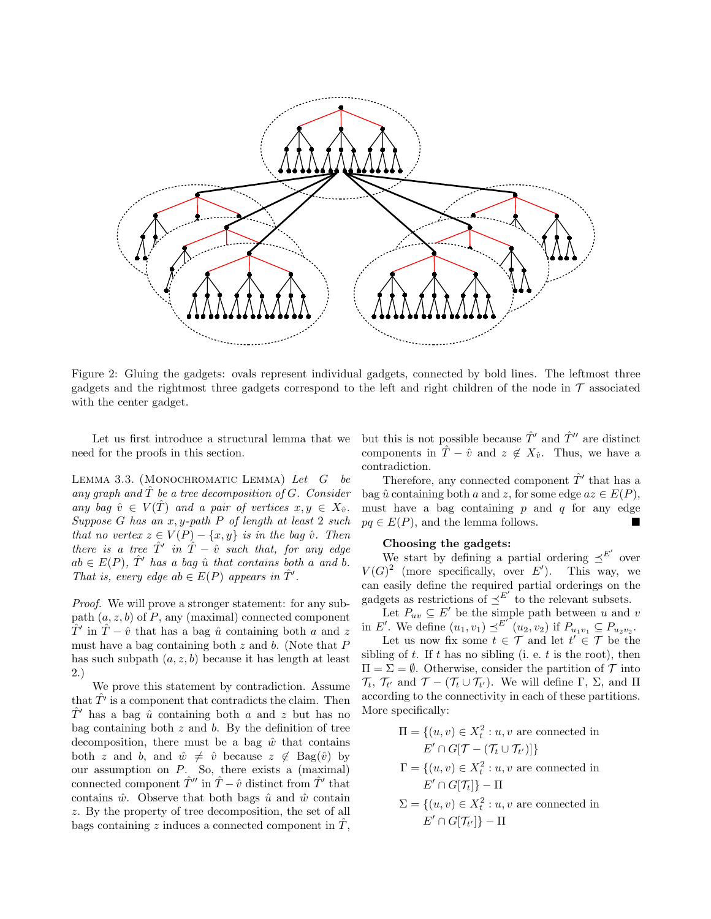Figure 2: Gluing the gadgets: ovals represent individual gadgets, connected by bold lines. The leftmost three gadgets and the rightmost three gadgets correspond to the left and right children of the node in $\mathcal{T}$ associated with the center gadget.

Let us first introduce a structural lemma that we need for the proofs in this section.

Lemma 3.3. (Monochromatic Lemma) *Let $G$ be any graph and $\hat{T}$ be a tree decomposition of $G$. Consider any bag $\hat{v} \in V(\hat{T})$ and a pair of vertices $x, y \in X_{\hat{v}}$. Suppose $G$ has an $x,y$-path $P$ of length at least 2 such that no vertex $z \in V(P) - \{x, y\}$ is in the bag $\hat{v}$. Then there is a tree $\hat{T}'$ in $\hat{T} - \hat{v}$ such that, for any edge $ab \in E(P)$, $\hat{T}'$ has a bag $\hat{u}$ that contains both $a$ and $b$. That is, every edge $ab \in E(P)$ appears in $\hat{T}'$.*

*Proof.* We will prove a stronger statement: for any subpath $(a, z, b)$ of $P$, any (maximal) connected component $\hat{T}'$ in $\hat{T} - \hat{v}$ that has a bag $\hat{u}$ containing both $a$ and $z$ must have a bag containing both $z$ and $b$. (Note that $P$ has such subpath $(a, z, b)$ because it has length at least 2.)

We prove this statement by contradiction. Assume that $\hat{T}'$ is a component that contradicts the claim. Then $\hat{T}'$ has a bag $\hat{u}$ containing both $a$ and $z$ but has no bag containing both $z$ and $b$. By the definition of tree decomposition, there must be a bag $\hat{w}$ that contains both $z$ and $b$, and $\hat{w} \neq \hat{v}$ because $z \notin \text{Bag}(\hat{v})$ by our assumption on $P$. So, there exists a (maximal) connected component $\hat{T}''$ in $\hat{T} - \hat{v}$ distinct from $\hat{T}'$ that contains $\hat{w}$. Observe that both bags $\hat{u}$ and $\hat{w}$ contain $z$. By the property of tree decomposition, the set of all bags containing $z$ induces a connected component in $\hat{T}$, but this is not possible because $\hat{T}'$ and $\hat{T}''$ are distinct components in $\hat{T} - \hat{v}$ and $z \notin X_{\hat{v}}$. Thus, we have a contradiction.

Therefore, any connected component $\hat{T}'$ that has a bag $\hat{u}$ containing both $a$ and $z$, for some edge $az \in E(P)$, must have a bag containing $p$ and $q$ for any edge $pq \in E(P)$, and the lemma follows. ∎

**Choosing the gadgets:**

We start by defining a partial ordering $\preceq^{E'}$ over $V(G)^2$ (more specifically, over $E'$). This way, we can easily define the required partial orderings on the gadgets as restrictions of $\preceq^{E'}$ to the relevant subsets.

Let $P_{uv} \subseteq E'$ be the simple path between $u$ and $v$ in $E'$. We define $(u_1, v_1) \preceq^{E'} (u_2, v_2)$ if $P_{u_1v_1} \subseteq P_{u_2v_2}$.

Let us now fix some $t \in \mathcal{T}$ and let $t' \in \mathcal{T}$ be the sibling of $t$. If $t$ has no sibling (i. e. $t$ is the root), then $\Pi = \Sigma = \emptyset$. Otherwise, consider the partition of $\mathcal{T}$ into $\mathcal{T}_t$, $\mathcal{T}_{t'}$ and $\mathcal{T} - (\mathcal{T}_t \cup \mathcal{T}_{t'})$. We will define $\Gamma$, $\Sigma$, and $\Pi$ according to the connectivity in each of these partitions. More specifically:

$$\Pi = \{(u, v) \in X_t^2 : u, v \text{ are connected in } E' \cap G[\mathcal{T} - (\mathcal{T}_t \cup \mathcal{T}_{t'})]\}$$

$$\Gamma = \{(u, v) \in X_t^2 : u, v \text{ are connected in } E' \cap G[\mathcal{T}_t]\} - \Pi$$

$$\Sigma = \{(u, v) \in X_t^2 : u, v \text{ are connected in } E' \cap G[\mathcal{T}_{t'}]\} - \Pi$$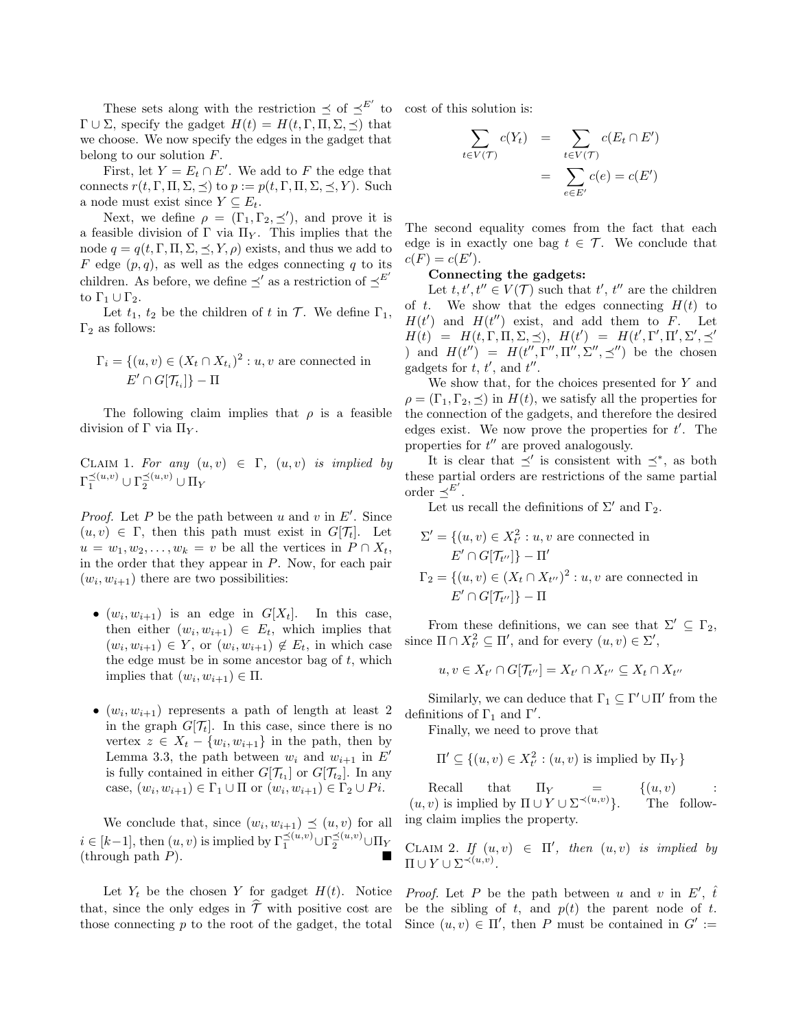These sets along with the restriction $\preceq$ of $\preceq^{E'}$ to $\Gamma \cup \Sigma$, specify the gadget $H(t) = H(t, \Gamma, \Pi, \Sigma, \preceq)$ that we choose. We now specify the edges in the gadget that belong to our solution $F$.

First, let $Y = E_t \cap E'$. We add to $F$ the edge that connects $r(t, \Gamma, \Pi, \Sigma, \preceq)$ to $p := p(t, \Gamma, \Pi, \Sigma, \preceq, Y)$. Such a node must exist since $Y \subseteq E_t$.

Next, we define $\rho = (\Gamma_1, \Gamma_2, \preceq')$, and prove it is a feasible division of $\Gamma$ via $\Pi_Y$. This implies that the node $q = q(t, \Gamma, \Pi, \Sigma, \preceq, Y, \rho)$ exists, and thus we add to $F$ edge $(p, q)$, as well as the edges connecting $q$ to its children. As before, we define $\preceq'$ as a restriction of $\preceq^{E'}$ to $\Gamma_1 \cup \Gamma_2$.

Let $t_1$, $t_2$ be the children of $t$ in $\mathcal{T}$. We define $\Gamma_1$, $\Gamma_2$ as follows:

$$\Gamma_i = \{(u,v) \in (X_t \cap X_{t_i})^2 : u, v \text{ are connected in } E' \cap G[\mathcal{T}_{t_i}]\} - \Pi$$

The following claim implies that $\rho$ is a feasible division of $\Gamma$ via $\Pi_Y$.

Claim 1. *For any $(u,v) \in \Gamma$, $(u,v)$ is implied by $\Gamma_1^{\preceq(u,v)} \cup \Gamma_2^{\preceq(u,v)} \cup \Pi_Y$*

*Proof.* Let $P$ be the path between $u$ and $v$ in $E'$. Since $(u,v) \in \Gamma$, then this path must exist in $G[\mathcal{T}_t]$. Let $u = w_1, w_2, \ldots, w_k = v$ be all the vertices in $P \cap X_t$, in the order that they appear in $P$. Now, for each pair $(w_i, w_{i+1})$ there are two possibilities:

- $(w_i, w_{i+1})$ is an edge in $G[X_t]$. In this case, then either $(w_i, w_{i+1}) \in E_t$, which implies that $(w_i, w_{i+1}) \in Y$, or $(w_i, w_{i+1}) \notin E_t$, in which case the edge must be in some ancestor bag of $t$, which implies that $(w_i, w_{i+1}) \in \Pi$.
- $(w_i, w_{i+1})$ represents a path of length at least 2 in the graph $G[\mathcal{T}_t]$. In this case, since there is no vertex $z \in X_t - \{w_i, w_{i+1}\}$ in the path, then by Lemma 3.3, the path between $w_i$ and $w_{i+1}$ in $E'$ is fully contained in either $G[\mathcal{T}_{t_1}]$ or $G[\mathcal{T}_{t_2}]$. In any case, $(w_i, w_{i+1}) \in \Gamma_1 \cup \Pi$ or $(w_i, w_{i+1}) \in \Gamma_2 \cup Pi$.

We conclude that, since $(w_i, w_{i+1}) \preceq (u,v)$ for all $i \in [k-1]$, then $(u,v)$ is implied by $\Gamma_1^{\preceq(u,v)} \cup \Gamma_2^{\preceq(u,v)} \cup \Pi_Y$ (through path $P$). ■

Let $Y_t$ be the chosen $Y$ for gadget $H(t)$. Notice that, since the only edges in $\widehat{\mathcal{T}}$ with positive cost are those connecting $p$ to the root of the gadget, the total cost of this solution is:

$$\sum_{t \in V(\mathcal{T})} c(Y_t) = \sum_{t \in V(\mathcal{T})} c(E_t \cap E') = \sum_{e \in E'} c(e) = c(E')$$

The second equality comes from the fact that each edge is in exactly one bag $t \in \mathcal{T}$. We conclude that $c(F) = c(E')$.

**Connecting the gadgets:**

Let $t, t', t'' \in V(\mathcal{T})$ such that $t'$, $t''$ are the children of $t$. We show that the edges connecting $H(t)$ to $H(t')$ and $H(t'')$ exist, and add them to $F$. Let $H(t) = H(t, \Gamma, \Pi, \Sigma, \preceq)$, $H(t') = H(t', \Gamma', \Pi', \Sigma', \preceq')$ and $H(t'') = H(t'', \Gamma'', \Pi'', \Sigma'', \preceq'')$ be the chosen gadgets for $t$, $t'$, and $t''$.

We show that, for the choices presented for $Y$ and $\rho = (\Gamma_1, \Gamma_2, \preceq)$ in $H(t)$, we satisfy all the properties for the connection of the gadgets, and therefore the desired edges exist. We now prove the properties for $t'$. The properties for $t''$ are proved analogously.

It is clear that $\preceq'$ is consistent with $\preceq^*$, as both these partial orders are restrictions of the same partial order $\preceq^{E'}$.

Let us recall the definitions of $\Sigma'$ and $\Gamma_2$.

$$\Sigma' = \{(u,v) \in X_{t'}^2 : u, v \text{ are connected in } E' \cap G[\mathcal{T}_{t''}]\} - \Pi'$$
$$\Gamma_2 = \{(u,v) \in (X_t \cap X_{t''})^2 : u, v \text{ are connected in } E' \cap G[\mathcal{T}_{t''}]\} - \Pi$$

From these definitions, we can see that $\Sigma' \subseteq \Gamma_2$, since $\Pi \cap X_{t'}^2 \subseteq \Pi'$, and for every $(u,v) \in \Sigma'$,

$$u, v \in X_{t'} \cap G[\mathcal{T}_{t''}] = X_{t'} \cap X_{t''} \subseteq X_t \cap X_{t''}$$

Similarly, we can deduce that $\Gamma_1 \subseteq \Gamma' \cup \Pi'$ from the definitions of $\Gamma_1$ and $\Gamma'$.

Finally, we need to prove that

$$\Pi' \subseteq \{(u,v) \in X_{t'}^2 : (u,v) \text{ is implied by } \Pi_Y\}$$

Recall that $\Pi_Y = \{(u,v) : (u,v) \text{ is implied by } \Pi \cup Y \cup \Sigma^{\prec(u,v)}\}$. The following claim implies the property.

Claim 2. *If $(u,v) \in \Pi'$, then $(u,v)$ is implied by $\Pi \cup Y \cup \Sigma^{\prec(u,v)}$.*

*Proof.* Let $P$ be the path between $u$ and $v$ in $E'$, $\hat{t}$ be the sibling of $t$, and $p(t)$ the parent node of $t$. Since $(u,v) \in \Pi'$, then $P$ must be contained in $G' :=$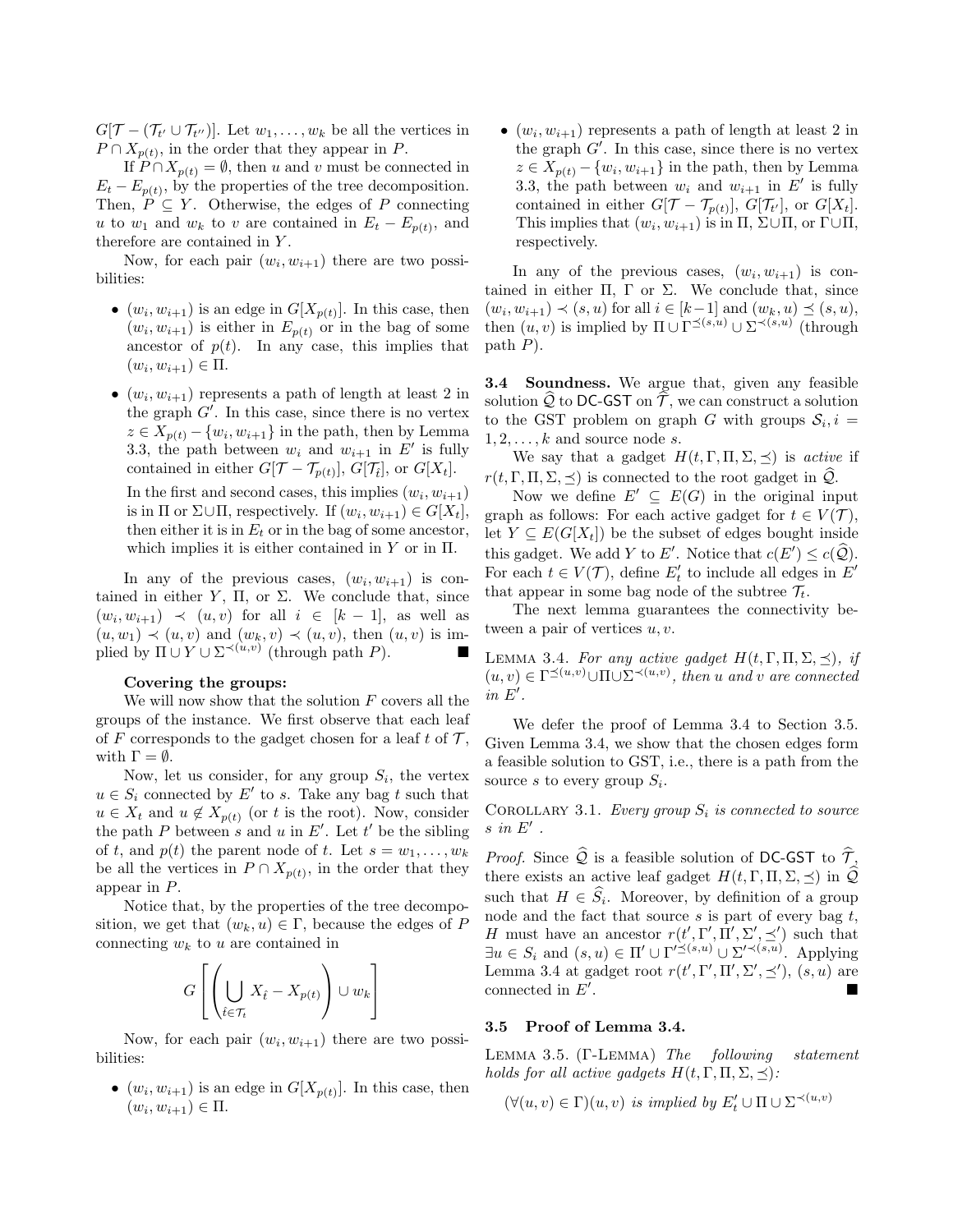$G[\mathcal{T} - (\mathcal{T}_{t'} \cup \mathcal{T}_{t''})]$. Let $w_1, \ldots, w_k$ be all the vertices in $P \cap X_{p(t)}$, in the order that they appear in $P$.

If $P \cap X_{p(t)} = \emptyset$, then $u$ and $v$ must be connected in $E_t - E_{p(t)}$, by the properties of the tree decomposition. Then, $P \subseteq Y$. Otherwise, the edges of $P$ connecting $u$ to $w_1$ and $w_k$ to $v$ are contained in $E_t - E_{p(t)}$, and therefore are contained in $Y$.

Now, for each pair $(w_i, w_{i+1})$ there are two possibilities:

- $(w_i, w_{i+1})$ is an edge in $G[X_{p(t)}]$. In this case, then $(w_i, w_{i+1})$ is either in $E_{p(t)}$ or in the bag of some ancestor of $p(t)$. In any case, this implies that $(w_i, w_{i+1}) \in \Pi$.
- $(w_i, w_{i+1})$ represents a path of length at least 2 in the graph $G'$. In this case, since there is no vertex $z \in X_{p(t)} - \{w_i, w_{i+1}\}$ in the path, then by Lemma 3.3, the path between $w_i$ and $w_{i+1}$ in $E'$ is fully contained in either $G[\mathcal{T} - \mathcal{T}_{p(t)}]$, $G[\mathcal{T}_{\hat{t}}]$, or $G[X_t]$.

  In the first and second cases, this implies $(w_i, w_{i+1})$ is in $\Pi$ or $\Sigma \cup \Pi$, respectively. If $(w_i, w_{i+1}) \in G[X_t]$, then either it is in $E_t$ or in the bag of some ancestor, which implies it is either contained in $Y$ or in $\Pi$.

In any of the previous cases, $(w_i, w_{i+1})$ is contained in either $Y$, $\Pi$, or $\Sigma$. We conclude that, since $(w_i, w_{i+1}) \prec (u, v)$ for all $i \in [k-1]$, as well as $(u, w_1) \prec (u, v)$ and $(w_k, v) \prec (u, v)$, then $(u, v)$ is implied by $\Pi \cup Y \cup \Sigma^{\prec(u,v)}$ (through path $P$). ∎

**Covering the groups:**

We will now show that the solution $F$ covers all the groups of the instance. We first observe that each leaf of $F$ corresponds to the gadget chosen for a leaf $t$ of $\mathcal{T}$, with $\Gamma = \emptyset$.

Now, let us consider, for any group $S_i$, the vertex $u \in S_i$ connected by $E'$ to $s$. Take any bag $t$ such that $u \in X_t$ and $u \notin X_{p(t)}$ (or $t$ is the root). Now, consider the path $P$ between $s$ and $u$ in $E'$. Let $t'$ be the sibling of $t$, and $p(t)$ the parent node of $t$. Let $s = w_1, \ldots, w_k$ be all the vertices in $P \cap X_{p(t)}$, in the order that they appear in $P$.

Notice that, by the properties of the tree decomposition, we get that $(w_k, u) \in \Gamma$, because the edges of $P$ connecting $w_k$ to $u$ are contained in

$$G\left[\left(\bigcup_{\hat{t} \in \mathcal{T}_t} X_{\hat{t}} - X_{p(t)}\right) \cup w_k\right]$$

Now, for each pair $(w_i, w_{i+1})$ there are two possibilities:

- $(w_i, w_{i+1})$ is an edge in $G[X_{p(t)}]$. In this case, then $(w_i, w_{i+1}) \in \Pi$.
- $(w_i, w_{i+1})$ represents a path of length at least 2 in the graph $G'$. In this case, since there is no vertex $z \in X_{p(t)} - \{w_i, w_{i+1}\}$ in the path, then by Lemma 3.3, the path between $w_i$ and $w_{i+1}$ in $E'$ is fully contained in either $G[\mathcal{T} - \mathcal{T}_{p(t)}]$, $G[\mathcal{T}_{t'}]$, or $G[X_t]$. This implies that $(w_i, w_{i+1})$ is in $\Pi$, $\Sigma \cup \Pi$, or $\Gamma \cup \Pi$, respectively.

In any of the previous cases, $(w_i, w_{i+1})$ is contained in either $\Pi$, $\Gamma$ or $\Sigma$. We conclude that, since $(w_i, w_{i+1}) \prec (s, u)$ for all $i \in [k-1]$ and $(w_k, u) \preceq (s, u)$, then $(u, v)$ is implied by $\Pi \cup \Gamma^{\preceq(s,u)} \cup \Sigma^{\prec(s,u)}$ (through path $P$).

**3.4 Soundness.** We argue that, given any feasible solution $\widehat{\mathcal{Q}}$ to DC-GST on $\widehat{\mathcal{T}}$, we can construct a solution to the GST problem on graph $G$ with groups $\mathcal{S}_i, i = 1, 2, \ldots, k$ and source node $s$.

We say that a gadget $H(t, \Gamma, \Pi, \Sigma, \preceq)$ is *active* if $r(t, \Gamma, \Pi, \Sigma, \preceq)$ is connected to the root gadget in $\widehat{\mathcal{Q}}$.

Now we define $E' \subseteq E(G)$ in the original input graph as follows: For each active gadget for $t \in V(\mathcal{T})$, let $Y \subseteq E(G[X_t])$ be the subset of edges bought inside this gadget. We add $Y$ to $E'$. Notice that $c(E') \leq c(\widehat{\mathcal{Q}})$. For each $t \in V(\mathcal{T})$, define $E'_t$ to include all edges in $E'$ that appear in some bag node of the subtree $\mathcal{T}_t$.

The next lemma guarantees the connectivity between a pair of vertices $u, v$.

LEMMA 3.4. *For any active gadget $H(t, \Gamma, \Pi, \Sigma, \preceq)$, if $(u, v) \in \Gamma^{\preceq(u,v)} \cup \Pi \cup \Sigma^{\prec(u,v)}$, then $u$ and $v$ are connected in $E'$.*

We defer the proof of Lemma 3.4 to Section 3.5. Given Lemma 3.4, we show that the chosen edges form a feasible solution to GST, i.e., there is a path from the source $s$ to every group $S_i$.

COROLLARY 3.1. *Every group $S_i$ is connected to source $s$ in $E'$ .*

*Proof.* Since $\widehat{\mathcal{Q}}$ is a feasible solution of DC-GST to $\widehat{\mathcal{T}}$, there exists an active leaf gadget $H(t, \Gamma, \Sigma, \preceq)$ in $\widehat{\mathcal{Q}}$ such that $H \in \widehat{S}_i$. Moreover, by definition of a group node and the fact that source $s$ is part of every bag $t$, $H$ must have an ancestor $r(t', \Gamma', \Pi', \Sigma', \preceq')$ such that $\exists u \in S_i$ and $(s, u) \in \Pi' \cup \Gamma'^{\preceq(s,u)} \cup \Sigma'^{\prec(s,u)}$. Applying Lemma 3.4 at gadget root $r(t', \Gamma', \Pi', \Sigma', \preceq')$, $(s, u)$ are connected in $E'$. ∎

### 3.5 Proof of Lemma 3.4.

LEMMA 3.5. ($\Gamma$-LEMMA) *The following statement holds for all active gadgets $H(t, \Gamma, \Pi, \Sigma, \preceq)$:*

$$(\forall (u, v) \in \Gamma)(u, v) \text{ is implied by } E'_t \cup \Pi \cup \Sigma^{\prec(u,v)}$$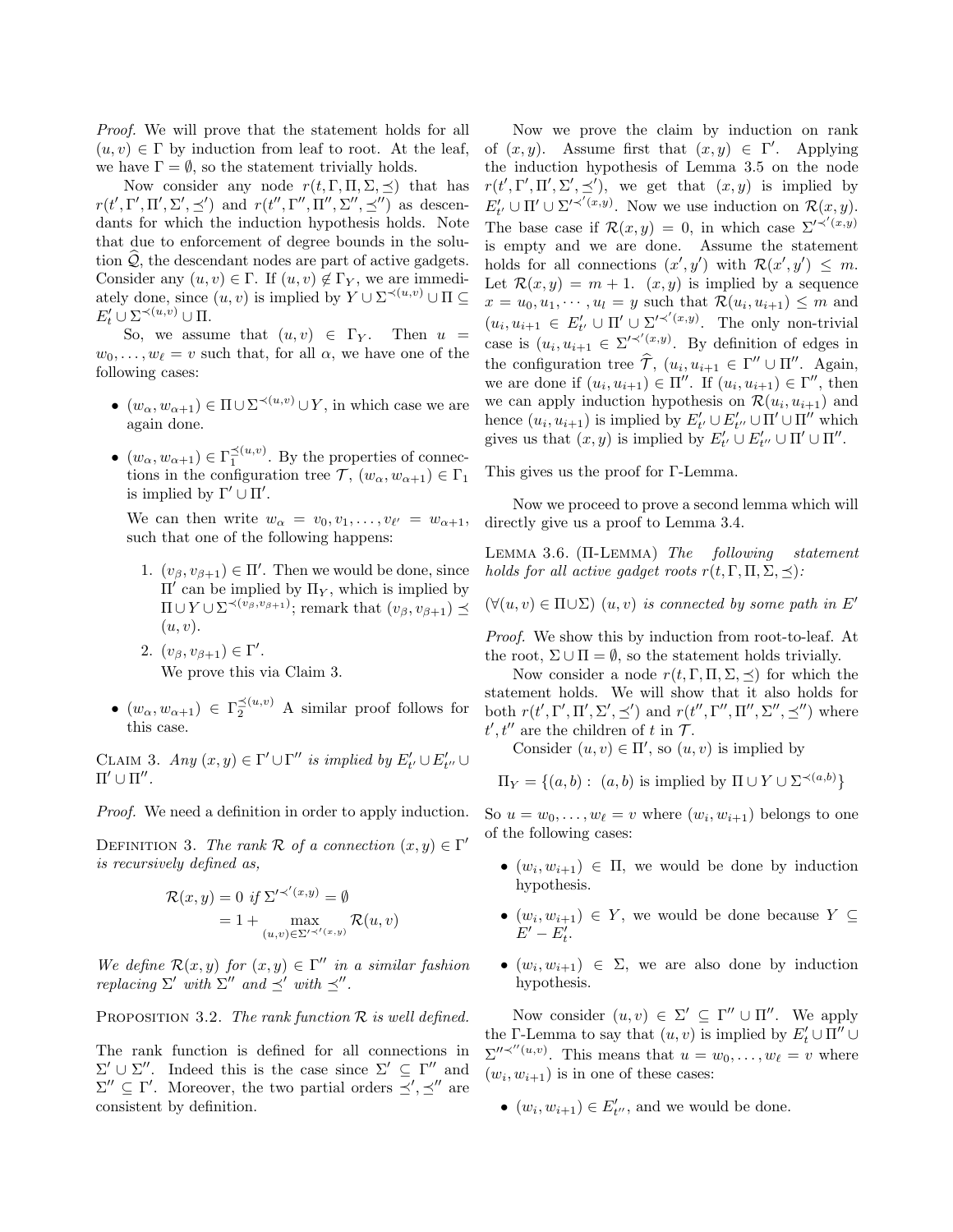*Proof.* We will prove that the statement holds for all $(u,v) \in \Gamma$ by induction from leaf to root. At the leaf, we have $\Gamma = \emptyset$, so the statement trivially holds.

Now consider any node $r(t,\Gamma,\Pi,\Sigma,\preceq)$ that has $r(t',\Gamma',\Pi',\Sigma',\preceq')$ and $r(t'',\Gamma'',\Pi'',\Sigma'',\preceq'')$ as descendants for which the induction hypothesis holds. Note that due to enforcement of degree bounds in the solution $\widehat{\mathcal{Q}}$, the descendant nodes are part of active gadgets. Consider any $(u,v) \in \Gamma$. If $(u,v) \notin \Gamma_Y$, we are immediately done, since $(u,v)$ is implied by $Y \cup \Sigma^{\prec(u,v)} \cup \Pi \subseteq E'_t \cup \Sigma^{\prec(u,v)} \cup \Pi$.

So, we assume that $(u,v) \in \Gamma_Y$. Then $u = w_0, \dots, w_\ell = v$ such that, for all $\alpha$, we have one of the following cases:

- $(w_\alpha, w_{\alpha+1}) \in \Pi \cup \Sigma^{\prec(u,v)} \cup Y$, in which case we are again done.
- $(w_\alpha, w_{\alpha+1}) \in \Gamma_1^{\preceq(u,v)}$. By the properties of connections in the configuration tree $\mathcal{T}$, $(w_\alpha, w_{\alpha+1}) \in \Gamma_1$ is implied by $\Gamma' \cup \Pi'$.

  We can then write $w_\alpha = v_0, v_1, \dots, v_{\ell'} = w_{\alpha+1}$, such that one of the following happens:

  1. $(v_\beta, v_{\beta+1}) \in \Pi'$. Then we would be done, since $\Pi'$ can be implied by $\Pi_Y$, which is implied by $\Pi \cup Y \cup \Sigma^{\prec(v_\beta, v_{\beta+1})}$; remark that $(v_\beta, v_{\beta+1}) \preceq (u,v)$.
  2. $(v_\beta, v_{\beta+1}) \in \Gamma'$.
     We prove this via Claim 3.
- $(w_\alpha, w_{\alpha+1}) \in \Gamma_2^{\preceq(u,v)}$ A similar proof follows for this case.

Claim 3. *Any $(x,y) \in \Gamma' \cup \Gamma''$ is implied by $E'_{t'} \cup E'_{t''} \cup \Pi' \cup \Pi''$.*

*Proof.* We need a definition in order to apply induction.

Definition 3. *The rank $\mathcal{R}$ of a connection $(x,y) \in \Gamma'$ is recursively defined as,*

$$
\begin{aligned}
\mathcal{R}(x,y) &= 0 \ \text{if } \Sigma'^{\prec'(x,y)} = \emptyset \\
&= 1 + \max_{(u,v)\in\Sigma'^{\prec'(x,y)}} \mathcal{R}(u,v)
\end{aligned}
$$

*We define $\mathcal{R}(x,y)$ for $(x,y) \in \Gamma''$ in a similar fashion replacing $\Sigma'$ with $\Sigma''$ and $\preceq'$ with $\preceq''$.*

Proposition 3.2. *The rank function $\mathcal{R}$ is well defined.*

The rank function is defined for all connections in $\Sigma' \cup \Sigma''$. Indeed this is the case since $\Sigma' \subseteq \Gamma''$ and $\Sigma'' \subseteq \Gamma'$. Moreover, the two partial orders $\preceq', \preceq''$ are consistent by definition.

Now we prove the claim by induction on rank of $(x,y)$. Assume first that $(x,y) \in \Gamma'$. Applying the induction hypothesis of Lemma 3.5 on the node $r(t',\Gamma',\Pi',\Sigma',\preceq')$, we get that $(x,y)$ is implied by $E'_{t'} \cup \Pi' \cup \Sigma'^{\prec'(x,y)}$. Now we use induction on $\mathcal{R}(x,y)$. The base case if $\mathcal{R}(x,y) = 0$, in which case $\Sigma'^{\prec'(x,y)}$ is empty and we are done. Assume the statement holds for all connections $(x',y')$ with $\mathcal{R}(x',y') \leq m$. Let $\mathcal{R}(x,y) = m+1$. $(x,y)$ is implied by a sequence $x = u_0, u_1, \cdots, u_l = y$ such that $\mathcal{R}(u_i, u_{i+1}) \leq m$ and $(u_i, u_{i+1} \in E'_{t'} \cup \Pi' \cup \Sigma'^{\prec'(x,y)}$. The only non-trivial case is $(u_i, u_{i+1} \in \Sigma'^{\prec'(x,y)}$. By definition of edges in the configuration tree $\widehat{\mathcal{T}}$, $(u_i, u_{i+1} \in \Gamma'' \cup \Pi''$. Again, we are done if $(u_i, u_{i+1}) \in \Pi''$. If $(u_i, u_{i+1}) \in \Gamma''$, then we can apply induction hypothesis on $\mathcal{R}(u_i, u_{i+1})$ and hence $(u_i, u_{i+1})$ is implied by $E'_{t'} \cup E'_{t''} \cup \Pi' \cup \Pi''$ which gives us that $(x,y)$ is implied by $E'_{t'} \cup E'_{t''} \cup \Pi' \cup \Pi''$.

This gives us the proof for Γ-Lemma.

Now we proceed to prove a second lemma which will directly give us a proof to Lemma 3.4.

Lemma 3.6. (Π-Lemma) *The following statement holds for all active gadget roots $r(t,\Gamma,\Pi,\Sigma,\preceq)$:*

$(\forall(u,v) \in \Pi \cup \Sigma)$ *$(u,v)$ is connected by some path in $E'$*

*Proof.* We show this by induction from root-to-leaf. At the root, $\Sigma \cup \Pi = \emptyset$, so the statement holds trivially.

Now consider a node $r(t,\Gamma,\Pi,\Sigma,\preceq)$ for which the statement holds. We will show that it also holds for both $r(t',\Gamma',\Pi',\Sigma',\preceq')$ and $r(t'',\Gamma'',\Pi'',\Sigma'',\preceq'')$ where $t', t''$ are the children of $t$ in $\mathcal{T}$.

Consider $(u,v) \in \Pi'$, so $(u,v)$ is implied by

$$\Pi_Y = \{(a,b) : \ (a,b) \text{ is implied by } \Pi \cup Y \cup \Sigma^{\prec(a,b)}\}$$

So $u = w_0, \dots, w_\ell = v$ where $(w_i, w_{i+1})$ belongs to one of the following cases:

- $(w_i, w_{i+1}) \in \Pi$, we would be done by induction hypothesis.
- $(w_i, w_{i+1}) \in Y$, we would be done because $Y \subseteq E' - E'_t$.
- $(w_i, w_{i+1}) \in \Sigma$, we are also done by induction hypothesis.

Now consider $(u,v) \in \Sigma' \subseteq \Gamma'' \cup \Pi''$. We apply the Γ-Lemma to say that $(u,v)$ is implied by $E'_t \cup \Pi'' \cup \Sigma''^{\prec''(u,v)}$. This means that $u = w_0, \dots, w_\ell = v$ where $(w_i, w_{i+1})$ is in one of these cases:

- $(w_i, w_{i+1}) \in E'_{t''}$, and we would be done.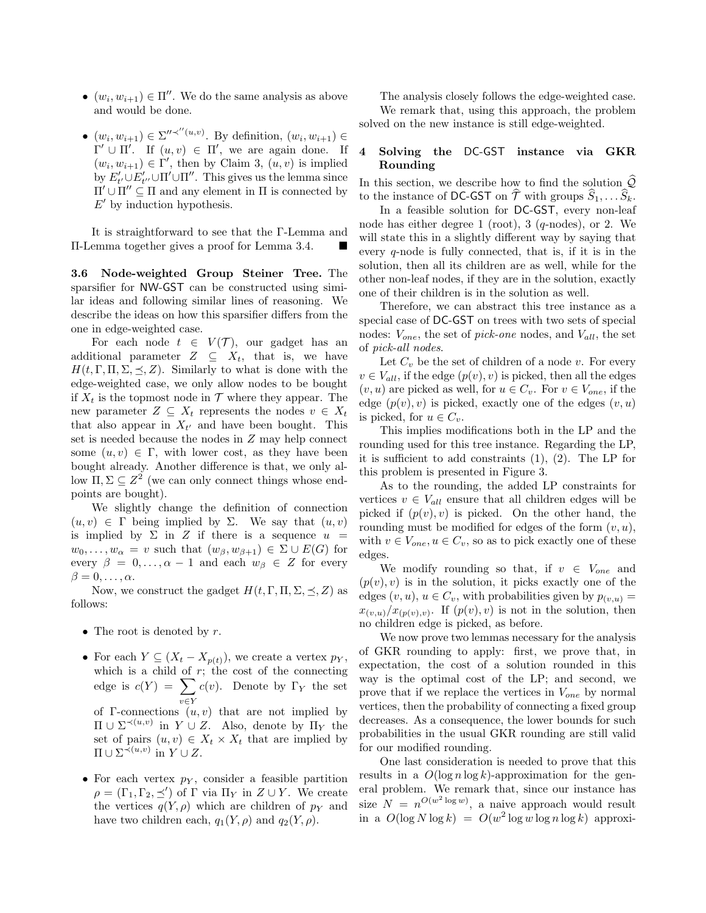- $(w_i, w_{i+1}) \in \Pi''$. We do the same analysis as above and would be done.

- $(w_i, w_{i+1}) \in \Sigma''^{\prec''(u,v)}$. By definition, $(w_i, w_{i+1}) \in \Gamma' \cup \Pi'$. If $(u,v) \in \Pi'$, we are again done. If $(w_i, w_{i+1}) \in \Gamma'$, then by Claim 3, $(u,v)$ is implied by $E'_{t'} \cup E'_{t''} \cup \Pi' \cup \Pi''$. This gives us the lemma since $\Pi' \cup \Pi'' \subseteq \Pi$ and any element in $\Pi$ is connected by $E'$ by induction hypothesis.

It is straightforward to see that the $\Gamma$-Lemma and $\Pi$-Lemma together gives a proof for Lemma 3.4. ∎

**3.6 Node-weighted Group Steiner Tree.** The sparsifier for NW-GST can be constructed using similar ideas and following similar lines of reasoning. We describe the ideas on how this sparsifier differs from the one in edge-weighted case.

For each node $t \in V(\mathcal{T})$, our gadget has an additional parameter $Z \subseteq X_t$, that is, we have $H(t, \Gamma, \Pi, \Sigma, \preceq, Z)$. Similarly to what is done with the edge-weighted case, we only allow nodes to be bought if $X_t$ is the topmost node in $\mathcal{T}$ where they appear. The new parameter $Z \subseteq X_t$ represents the nodes $v \in X_t$ that also appear in $X_{t'}$ and have been bought. This set is needed because the nodes in $Z$ may help connect some $(u,v) \in \Gamma$, with lower cost, as they have been bought already. Another difference is that, we only allow $\Pi, \Sigma \subseteq Z^2$ (we can only connect things whose endpoints are bought).

We slightly change the definition of connection $(u,v) \in \Gamma$ being implied by $\Sigma$. We say that $(u,v)$ is implied by $\Sigma$ in $Z$ if there is a sequence $u = w_0, \ldots, w_\alpha = v$ such that $(w_\beta, w_{\beta+1}) \in \Sigma \cup E(G)$ for every $\beta = 0, \ldots, \alpha - 1$ and each $w_\beta \in Z$ for every $\beta = 0, \ldots, \alpha$.

Now, we construct the gadget $H(t, \Gamma, \Pi, \Sigma, \preceq, Z)$ as follows:

- The root is denoted by $r$.

- For each $Y \subseteq (X_t - X_{p(t)})$, we create a vertex $p_Y$, which is a child of $r$; the cost of the connecting edge is $c(Y) = \sum_{v \in Y} c(v)$. Denote by $\Gamma_Y$ the set of $\Gamma$-connections $(u,v)$ that are not implied by $\Pi \cup \Sigma^{\prec(u,v)}$ in $Y \cup Z$. Also, denote by $\Pi_Y$ the set of pairs $(u,v) \in X_t \times X_t$ that are implied by $\Pi \cup \Sigma^{\prec(u,v)}$ in $Y \cup Z$.

- For each vertex $p_Y$, consider a feasible partition $\rho = (\Gamma_1, \Gamma_2, \preceq')$ of $\Gamma$ via $\Pi_Y$ in $Z \cup Y$. We create the vertices $q(Y, \rho)$ which are children of $p_Y$ and have two children each, $q_1(Y, \rho)$ and $q_2(Y, \rho)$.

The analysis closely follows the edge-weighted case.

We remark that, using this approach, the problem solved on the new instance is still edge-weighted.

## 4 Solving the DC-GST instance via GKR Rounding

In this section, we describe how to find the solution $\widehat{\mathcal{Q}}$ to the instance of DC-GST on $\widehat{\mathcal{T}}$ with groups $\widehat{S}_1, \ldots \widehat{S}_k$.

In a feasible solution for DC-GST, every non-leaf node has either degree 1 (root), 3 ($q$-nodes), or 2. We will state this in a slightly different way by saying that every $q$-node is fully connected, that is, if it is in the solution, then all its children are as well, while for the other non-leaf nodes, if they are in the solution, exactly one of their children is in the solution as well.

Therefore, we can abstract this tree instance as a special case of DC-GST on trees with two sets of special nodes: $V_{one}$, the set of *pick-one* nodes, and $V_{all}$, the set of *pick-all nodes*.

Let $C_v$ be the set of children of a node $v$. For every $v \in V_{all}$, if the edge $(p(v), v)$ is picked, then all the edges $(v, u)$ are picked as well, for $u \in C_v$. For $v \in V_{one}$, if the edge $(p(v), v)$ is picked, exactly one of the edges $(v, u)$ is picked, for $u \in C_v$.

This implies modifications both in the LP and the rounding used for this tree instance. Regarding the LP, it is sufficient to add constraints (1), (2). The LP for this problem is presented in Figure 3.

As to the rounding, the added LP constraints for vertices $v \in V_{all}$ ensure that all children edges will be picked if $(p(v), v)$ is picked. On the other hand, the rounding must be modified for edges of the form $(v, u)$, with $v \in V_{one}, u \in C_v$, so as to pick exactly one of these edges.

We modify rounding so that, if $v \in V_{one}$ and $(p(v), v)$ is in the solution, it picks exactly one of the edges $(v, u)$, $u \in C_v$, with probabilities given by $p_{(v,u)} = x_{(v,u)}/x_{(p(v),v)}$. If $(p(v), v)$ is not in the solution, then no children edge is picked, as before.

We now prove two lemmas necessary for the analysis of GKR rounding to apply: first, we prove that, in expectation, the cost of a solution rounded in this way is the optimal cost of the LP; and second, we prove that if we replace the vertices in $V_{one}$ by normal vertices, then the probability of connecting a fixed group decreases. As a consequence, the lower bounds for such probabilities in the usual GKR rounding are still valid for our modified rounding.

One last consideration is needed to prove that this results in a $O(\log n \log k)$-approximation for the general problem. We remark that, since our instance has size $N = n^{O(w^2 \log w)}$, a naive approach would result in a $O(\log N \log k) = O(w^2 \log w \log n \log k)$ approxi-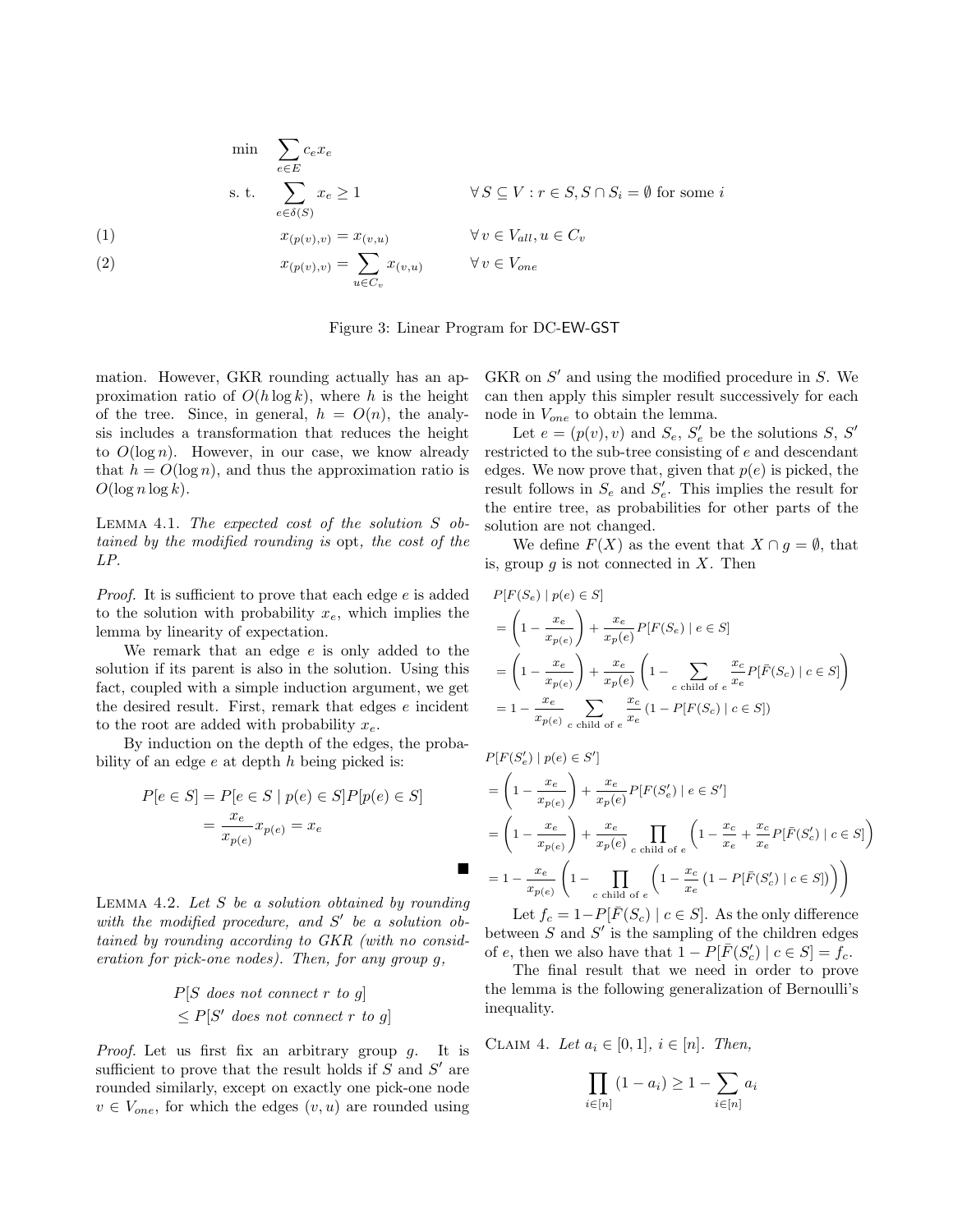$$
\begin{aligned}
\min \quad & \sum_{e \in E} c_e x_e \\
\text{s. t.} \quad & \sum_{e \in \delta(S)} x_e \geq 1 && \forall\, S \subseteq V : r \in S, S \cap S_i = \emptyset \text{ for some } i \\
(1) \quad & x_{(p(v),v)} = x_{(v,u)} && \forall\, v \in V_{all}, u \in C_v \\
(2) \quad & x_{(p(v),v)} = \sum_{u \in C_v} x_{(v,u)} && \forall\, v \in V_{one}
\end{aligned}
$$

Figure 3: Linear Program for DC-EW-GST

mation. However, GKR rounding actually has an approximation ratio of $O(h \log k)$, where $h$ is the height of the tree. Since, in general, $h = O(n)$, the analysis includes a transformation that reduces the height to $O(\log n)$. However, in our case, we know already that $h = O(\log n)$, and thus the approximation ratio is $O(\log n \log k)$.

**Lemma 4.1.** *The expected cost of the solution $S$ obtained by the modified rounding is* opt*, the cost of the LP.*

*Proof.* It is sufficient to prove that each edge $e$ is added to the solution with probability $x_e$, which implies the lemma by linearity of expectation.

We remark that an edge $e$ is only added to the solution if its parent is also in the solution. Using this fact, coupled with a simple induction argument, we get the desired result. First, remark that edges $e$ incident to the root are added with probability $x_e$.

By induction on the depth of the edges, the probability of an edge $e$ at depth $h$ being picked is:

$$
\begin{aligned}
P[e \in S] &= P[e \in S \mid p(e) \in S] P[p(e) \in S] \\
&= \frac{x_e}{x_{p(e)}} x_{p(e)} = x_e
\end{aligned}
$$

■

**Lemma 4.2.** *Let $S$ be a solution obtained by rounding with the modified procedure, and $S'$ be a solution obtained by rounding according to GKR (with no consideration for pick-one nodes). Then, for any group $g$,*

$$
\begin{aligned}
& P[S \text{ does not connect } r \text{ to } g] \\
& \leq P[S' \text{ does not connect } r \text{ to } g]
\end{aligned}
$$

*Proof.* Let us first fix an arbitrary group $g$. It is sufficient to prove that the result holds if $S$ and $S'$ are rounded similarly, except on exactly one pick-one node $v \in V_{one}$, for which the edges $(v, u)$ are rounded using GKR on $S'$ and using the modified procedure in $S$. We can then apply this simpler result successively for each node in $V_{one}$ to obtain the lemma.

Let $e = (p(v), v)$ and $S_e$, $S'_e$ be the solutions $S$, $S'$ restricted to the sub-tree consisting of $e$ and descendant edges. We now prove that, given that $p(e)$ is picked, the result follows in $S_e$ and $S'_e$. This implies the result for the entire tree, as probabilities for other parts of the solution are not changed.

We define $F(X)$ as the event that $X \cap g = \emptyset$, that is, group $g$ is not connected in $X$. Then

$$
\begin{aligned}
& P[F(S_e) \mid p(e) \in S] \\
&= \left(1 - \frac{x_e}{x_{p(e)}}\right) + \frac{x_e}{x_{p(e)}} P[F(S_e) \mid e \in S] \\
&= \left(1 - \frac{x_e}{x_{p(e)}}\right) + \frac{x_e}{x_{p(e)}} \left(1 - \sum_{c \text{ child of } e} \frac{x_c}{x_e} P[\bar{F}(S_c) \mid c \in S]\right) \\
&= 1 - \frac{x_e}{x_{p(e)}} \sum_{c \text{ child of } e} \frac{x_c}{x_e} \left(1 - P[F(S_c) \mid c \in S]\right)
\end{aligned}
$$

$$
\begin{aligned}
& P[F(S'_e) \mid p(e) \in S'] \\
&= \left(1 - \frac{x_e}{x_{p(e)}}\right) + \frac{x_e}{x_{p(e)}} P[F(S'_e) \mid e \in S'] \\
&= \left(1 - \frac{x_e}{x_{p(e)}}\right) + \frac{x_e}{x_{p(e)}} \prod_{c \text{ child of } e} \left(1 - \frac{x_c}{x_e} + \frac{x_c}{x_e} P[\bar{F}(S'_c) \mid c \in S]\right) \\
&= 1 - \frac{x_e}{x_{p(e)}} \left(1 - \prod_{c \text{ child of } e} \left(1 - \frac{x_c}{x_e}\left(1 - P[\bar{F}(S'_c) \mid c \in S]\right)\right)\right)
\end{aligned}
$$

Let $f_c = 1 - P[\bar{F}(S_c) \mid c \in S]$. As the only difference between $S$ and $S'$ is the sampling of the children edges of $e$, then we also have that $1 - P[\bar{F}(S'_c) \mid c \in S] = f_c$.

The final result that we need in order to prove the lemma is the following generalization of Bernoulli's inequality.

**Claim 4.** *Let $a_i \in [0, 1]$, $i \in [n]$. Then,*

$$
\prod_{i \in [n]} (1 - a_i) \geq 1 - \sum_{i \in [n]} a_i
$$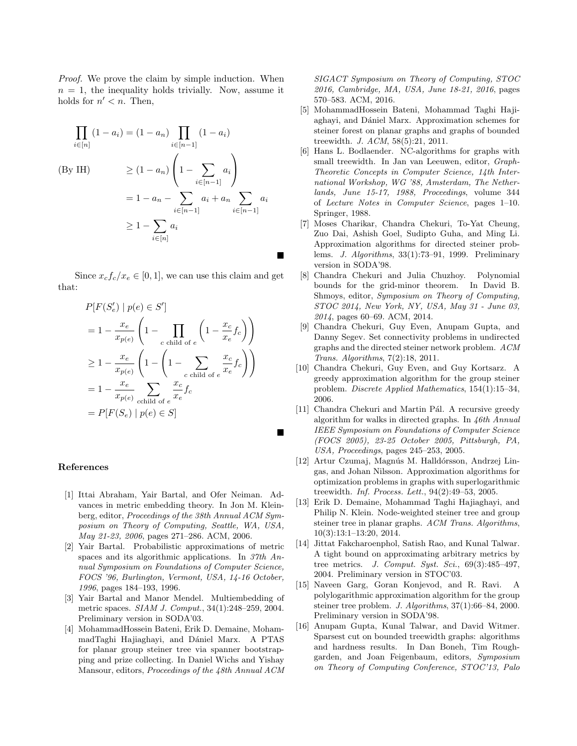*Proof.* We prove the claim by simple induction. When $n = 1$, the inequality holds trivially. Now, assume it holds for $n' < n$. Then,

$$\begin{aligned}
\prod_{i\in[n]} (1 - a_i) &= (1 - a_n) \prod_{i\in[n-1]} (1 - a_i) \\
\text{(By IH)} \qquad &\geq (1 - a_n) \left(1 - \sum_{i\in[n-1]} a_i \right) \\
&= 1 - a_n - \sum_{i\in[n-1]} a_i + a_n \sum_{i\in[n-1]} a_i \\
&\geq 1 - \sum_{i\in[n]} a_i
\end{aligned}$$

■

Since $x_c f_c / x_e \in [0, 1]$, we can use this claim and get that:

$$\begin{aligned}
&P[F(S'_e) \mid p(e) \in S'] \\
&= 1 - \frac{x_e}{x_{p(e)}} \left(1 - \prod_{c \text{ child of } e} \left(1 - \frac{x_c}{x_e} f_c\right)\right) \\
&\geq 1 - \frac{x_e}{x_{p(e)}} \left(1 - \left(1 - \sum_{c \text{ child of } e} \frac{x_c}{x_e} f_c\right)\right) \\
&= 1 - \frac{x_e}{x_{p(e)}} \sum_{c \text{child of } e} \frac{x_c}{x_e} f_c \\
&= P[F(S_e) \mid p(e) \in S]
\end{aligned}$$

■

## References

[1] Ittai Abraham, Yair Bartal, and Ofer Neiman. Advances in metric embedding theory. In Jon M. Kleinberg, editor, *Proceedings of the 38th Annual ACM Symposium on Theory of Computing, Seattle, WA, USA, May 21-23, 2006*, pages 271–286. ACM, 2006.

[2] Yair Bartal. Probabilistic approximations of metric spaces and its algorithmic applications. In *37th Annual Symposium on Foundations of Computer Science, FOCS '96, Burlington, Vermont, USA, 14-16 October, 1996*, pages 184–193, 1996.

[3] Yair Bartal and Manor Mendel. Multiembedding of metric spaces. *SIAM J. Comput.*, 34(1):248–259, 2004. Preliminary version in SODA'03.

[4] MohammadHossein Bateni, Erik D. Demaine, MohammadTaghi Hajiaghayi, and Dániel Marx. A PTAS for planar group steiner tree via spanner bootstrapping and prize collecting. In Daniel Wichs and Yishay Mansour, editors, *Proceedings of the 48th Annual ACM SIGACT Symposium on Theory of Computing, STOC 2016, Cambridge, MA, USA, June 18-21, 2016*, pages 570–583. ACM, 2016.

[5] MohammadHossein Bateni, Mohammad Taghi Hajiaghayi, and Dániel Marx. Approximation schemes for steiner forest on planar graphs and graphs of bounded treewidth. *J. ACM*, 58(5):21, 2011.

[6] Hans L. Bodlaender. NC-algorithms for graphs with small treewidth. In Jan van Leeuwen, editor, *Graph-Theoretic Concepts in Computer Science, 14th International Workshop, WG '88, Amsterdam, The Netherlands, June 15-17, 1988, Proceedings*, volume 344 of *Lecture Notes in Computer Science*, pages 1–10. Springer, 1988.

[7] Moses Charikar, Chandra Chekuri, To-Yat Cheung, Zuo Dai, Ashish Goel, Sudipto Guha, and Ming Li. Approximation algorithms for directed steiner problems. *J. Algorithms*, 33(1):73–91, 1999. Preliminary version in SODA'98.

[8] Chandra Chekuri and Julia Chuzhoy. Polynomial bounds for the grid-minor theorem. In David B. Shmoys, editor, *Symposium on Theory of Computing, STOC 2014, New York, NY, USA, May 31 - June 03, 2014*, pages 60–69. ACM, 2014.

[9] Chandra Chekuri, Guy Even, Anupam Gupta, and Danny Segev. Set connectivity problems in undirected graphs and the directed steiner network problem. *ACM Trans. Algorithms*, 7(2):18, 2011.

[10] Chandra Chekuri, Guy Even, and Guy Kortsarz. A greedy approximation algorithm for the group steiner problem. *Discrete Applied Mathematics*, 154(1):15–34, 2006.

[11] Chandra Chekuri and Martin Pál. A recursive greedy algorithm for walks in directed graphs. In *46th Annual IEEE Symposium on Foundations of Computer Science (FOCS 2005), 23-25 October 2005, Pittsburgh, PA, USA, Proceedings*, pages 245–253, 2005.

[12] Artur Czumaj, Magnús M. Halldórsson, Andrzej Lingas, and Johan Nilsson. Approximation algorithms for optimization problems in graphs with superlogarithmic treewidth. *Inf. Process. Lett.*, 94(2):49–53, 2005.

[13] Erik D. Demaine, Mohammad Taghi Hajiaghayi, and Philip N. Klein. Node-weighted steiner tree and group steiner tree in planar graphs. *ACM Trans. Algorithms*, 10(3):13:1–13:20, 2014.

[14] Jittat Fakcharoenphol, Satish Rao, and Kunal Talwar. A tight bound on approximating arbitrary metrics by tree metrics. *J. Comput. Syst. Sci.*, 69(3):485–497, 2004. Preliminary version in STOC'03.

[15] Naveen Garg, Goran Konjevod, and R. Ravi. A polylogarithmic approximation algorithm for the group steiner tree problem. *J. Algorithms*, 37(1):66–84, 2000. Preliminary version in SODA'98.

[16] Anupam Gupta, Kunal Talwar, and David Witmer. Sparsest cut on bounded treewidth graphs: algorithms and hardness results. In Dan Boneh, Tim Roughgarden, and Joan Feigenbaum, editors, *Symposium on Theory of Computing Conference, STOC'13, Palo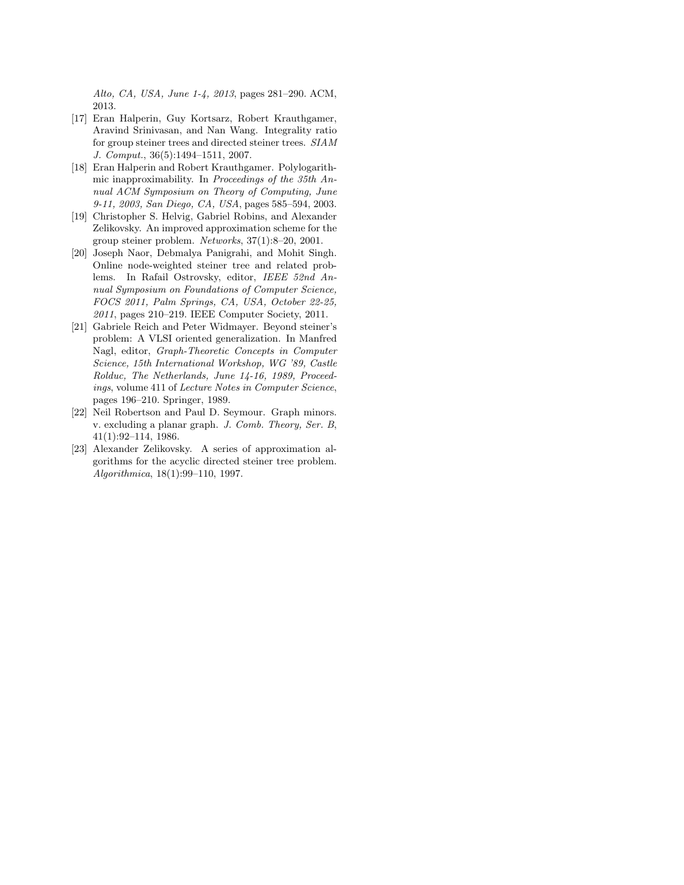*Alto, CA, USA, June 1-4, 2013*, pages 281–290. ACM, 2013.

[17] Eran Halperin, Guy Kortsarz, Robert Krauthgamer, Aravind Srinivasan, and Nan Wang. Integrality ratio for group steiner trees and directed steiner trees. *SIAM J. Comput.*, 36(5):1494–1511, 2007.

[18] Eran Halperin and Robert Krauthgamer. Polylogarithmic inapproximability. In *Proceedings of the 35th Annual ACM Symposium on Theory of Computing, June 9-11, 2003, San Diego, CA, USA*, pages 585–594, 2003.

[19] Christopher S. Helvig, Gabriel Robins, and Alexander Zelikovsky. An improved approximation scheme for the group steiner problem. *Networks*, 37(1):8–20, 2001.

[20] Joseph Naor, Debmalya Panigrahi, and Mohit Singh. Online node-weighted steiner tree and related problems. In Rafail Ostrovsky, editor, *IEEE 52nd Annual Symposium on Foundations of Computer Science, FOCS 2011, Palm Springs, CA, USA, October 22-25, 2011*, pages 210–219. IEEE Computer Society, 2011.

[21] Gabriele Reich and Peter Widmayer. Beyond steiner's problem: A VLSI oriented generalization. In Manfred Nagl, editor, *Graph-Theoretic Concepts in Computer Science, 15th International Workshop, WG '89, Castle Rolduc, The Netherlands, June 14-16, 1989, Proceedings*, volume 411 of *Lecture Notes in Computer Science*, pages 196–210. Springer, 1989.

[22] Neil Robertson and Paul D. Seymour. Graph minors. v. excluding a planar graph. *J. Comb. Theory, Ser. B*, 41(1):92–114, 1986.

[23] Alexander Zelikovsky. A series of approximation algorithms for the acyclic directed steiner tree problem. *Algorithmica*, 18(1):99–110, 1997.